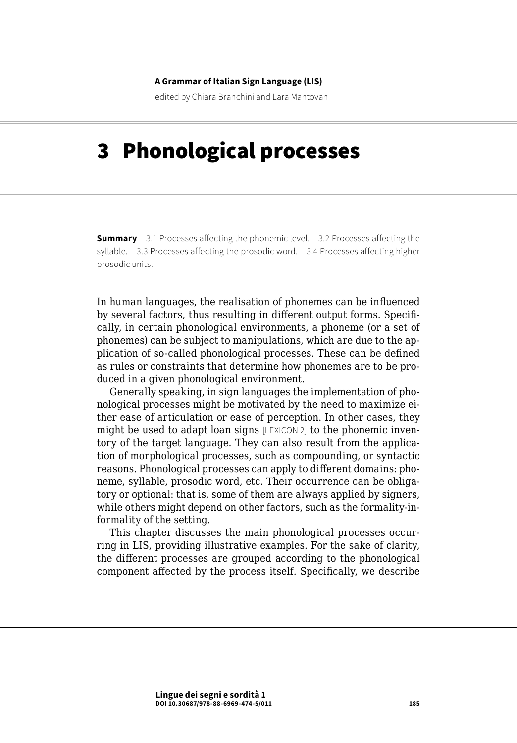**A Grammar of Italian Sign Language (LIS)**

edited by Chiara Branchini and Lara Mantovan

# 3 Phonological processes

**Summary** 3.1 Processes affecting the phonemic level. – 3.2 Processes affecting the syllable. – 3.3 Processes affecting the prosodic word. – 3.4 Processes affecting higher prosodic units.

In human languages, the realisation of phonemes can be influenced by several factors, thus resulting in different output forms. Specifically, in certain phonological environments, a phoneme (or a set of phonemes) can be subject to manipulations, which are due to the application of so-called phonological processes. These can be defined as rules or constraints that determine how phonemes are to be produced in a given phonological environment.

Generally speaking, in sign languages the implementation of phonological processes might be motivated by the need to maximize either ease of articulation or ease of perception. In other cases, they might be used to adapt loan signs [LEXICON 2] to the phonemic inventory of the target language. They can also result from the application of morphological processes, such as compounding, or syntactic reasons. Phonological processes can apply to different domains: phoneme, syllable, prosodic word, etc. Their occurrence can be obligatory or optional: that is, some of them are always applied by signers, while others might depend on other factors, such as the formality-informality of the setting.

This chapter discusses the main phonological processes occurring in LIS, providing illustrative examples. For the sake of clarity, the different processes are grouped according to the phonological component affected by the process itself. Specifically, we describe

**Lingue dei segni e sordità 1**
**DOI 10.30687/978-88-6969-474-5/011**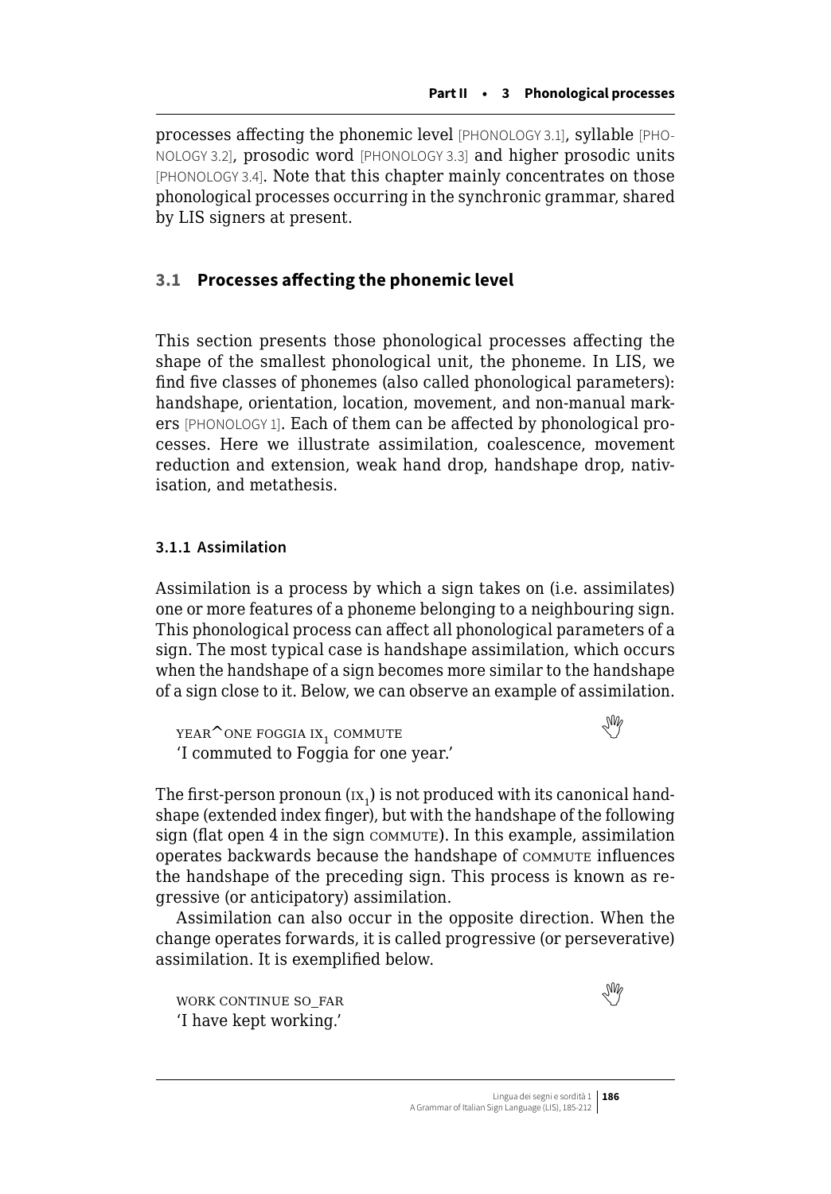processes affecting the phonemic level [PHONOLOGY 3.1], syllable [PHONOLOGY 3.2], prosodic word [PHONOLOGY 3.3] and higher prosodic units [PHONOLOGY 3.4]. Note that this chapter mainly concentrates on those phonological processes occurring in the synchronic grammar, shared by LIS signers at present.

## 3.1 Processes affecting the phonemic level

This section presents those phonological processes affecting the shape of the smallest phonological unit, the phoneme. In LIS, we find five classes of phonemes (also called phonological parameters): handshape, orientation, location, movement, and non-manual markers [PHONOLOGY 1]. Each of them can be affected by phonological processes. Here we illustrate assimilation, coalescence, movement reduction and extension, weak hand drop, handshape drop, nativisation, and metathesis.

### 3.1.1 Assimilation

Assimilation is a process by which a sign takes on (i.e. assimilates) one or more features of a phoneme belonging to a neighbouring sign. This phonological process can affect all phonological parameters of a sign. The most typical case is handshape assimilation, which occurs when the handshape of a sign becomes more similar to the handshape of a sign close to it. Below, we can observe an example of assimilation.

> YEAR^ONE FOGGIA $\text{IX}_1$ COMMUTE
> 'I commuted to Foggia for one year.'

The first-person pronoun ($\text{IX}_1$) is not produced with its canonical handshape (extended index finger), but with the handshape of the following sign (flat open 4 in the sign COMMUTE). In this example, assimilation operates backwards because the handshape of COMMUTE influences the handshape of the preceding sign. This process is known as regressive (or anticipatory) assimilation.

Assimilation can also occur in the opposite direction. When the change operates forwards, it is called progressive (or perseverative) assimilation. It is exemplified below.

> WORK CONTINUE SO_FAR
> 'I have kept working.'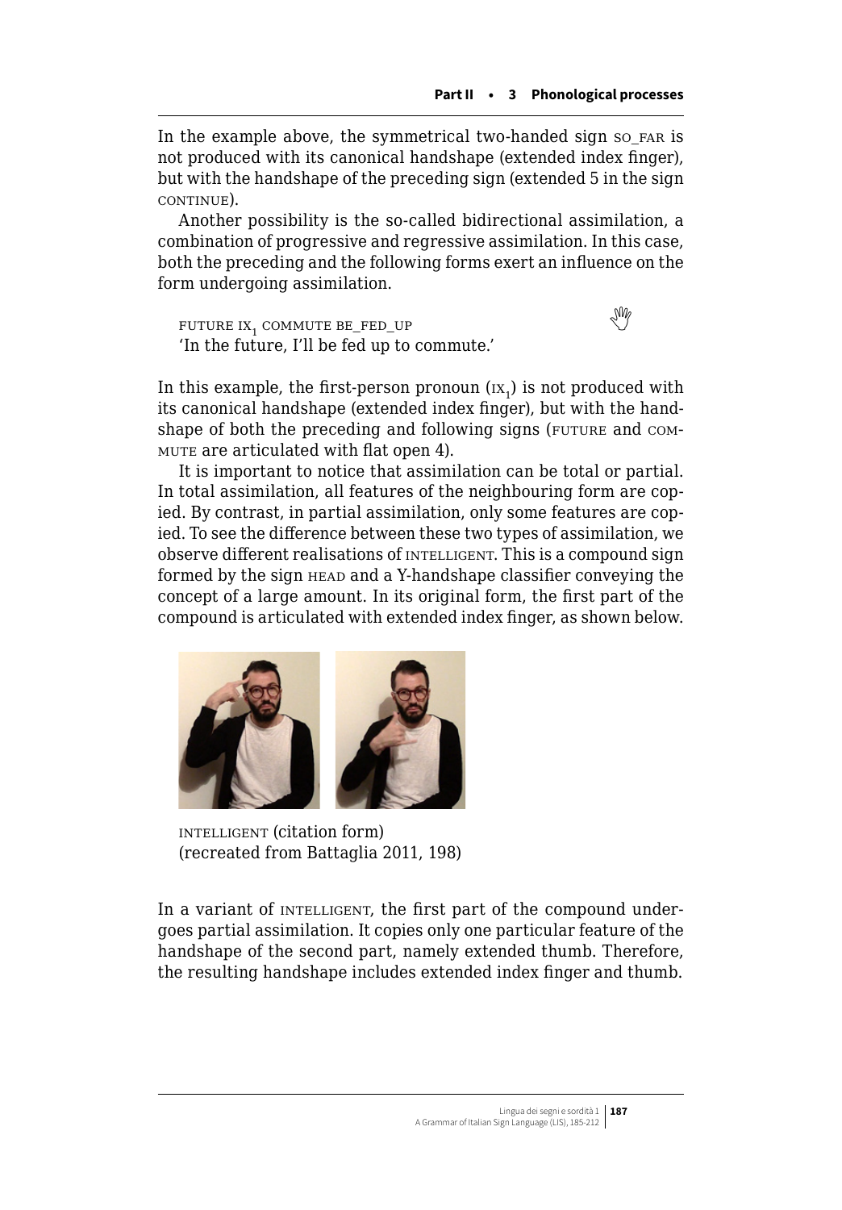In the example above, the symmetrical two-handed sign SO_FAR is not produced with its canonical handshape (extended index finger), but with the handshape of the preceding sign (extended 5 in the sign CONTINUE).

Another possibility is the so-called bidirectional assimilation, a combination of progressive and regressive assimilation. In this case, both the preceding and the following forms exert an influence on the form undergoing assimilation.

FUTURE $\text{IX}_1$ COMMUTE BE_FED_UP
'In the future, I'll be fed up to commute.'

In this example, the first-person pronoun ($\text{IX}_1$) is not produced with its canonical handshape (extended index finger), but with the handshape of both the preceding and following signs (FUTURE and COMMUTE are articulated with flat open 4).

It is important to notice that assimilation can be total or partial. In total assimilation, all features of the neighbouring form are copied. By contrast, in partial assimilation, only some features are copied. To see the difference between these two types of assimilation, we observe different realisations of INTELLIGENT. This is a compound sign formed by the sign HEAD and a Y-handshape classifier conveying the concept of a large amount. In its original form, the first part of the compound is articulated with extended index finger, as shown below.

INTELLIGENT (citation form)
(recreated from Battaglia 2011, 198)

In a variant of INTELLIGENT, the first part of the compound undergoes partial assimilation. It copies only one particular feature of the handshape of the second part, namely extended thumb. Therefore, the resulting handshape includes extended index finger and thumb.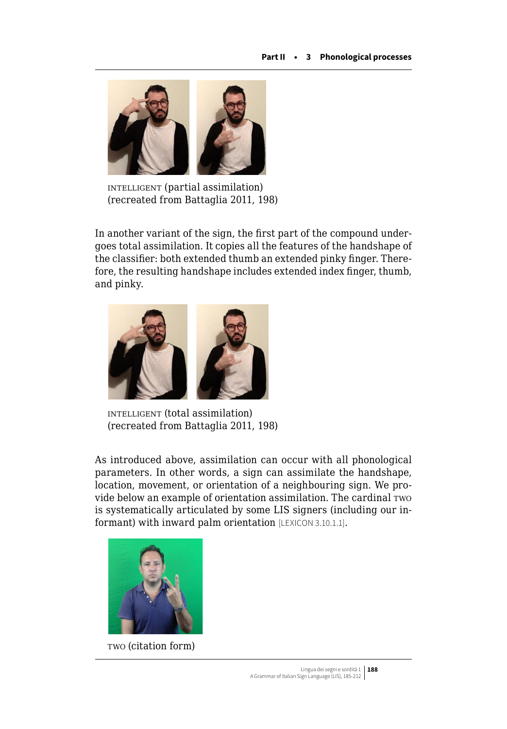INTELLIGENT (partial assimilation)
(recreated from Battaglia 2011, 198)

In another variant of the sign, the first part of the compound undergoes total assimilation. It copies all the features of the handshape of the classifier: both extended thumb an extended pinky finger. Therefore, the resulting handshape includes extended index finger, thumb, and pinky.

INTELLIGENT (total assimilation)
(recreated from Battaglia 2011, 198)

As introduced above, assimilation can occur with all phonological parameters. In other words, a sign can assimilate the handshape, location, movement, or orientation of a neighbouring sign. We provide below an example of orientation assimilation. The cardinal TWO is systematically articulated by some LIS signers (including our informant) with inward palm orientation [LEXICON 3.10.1.1].

TWO (citation form)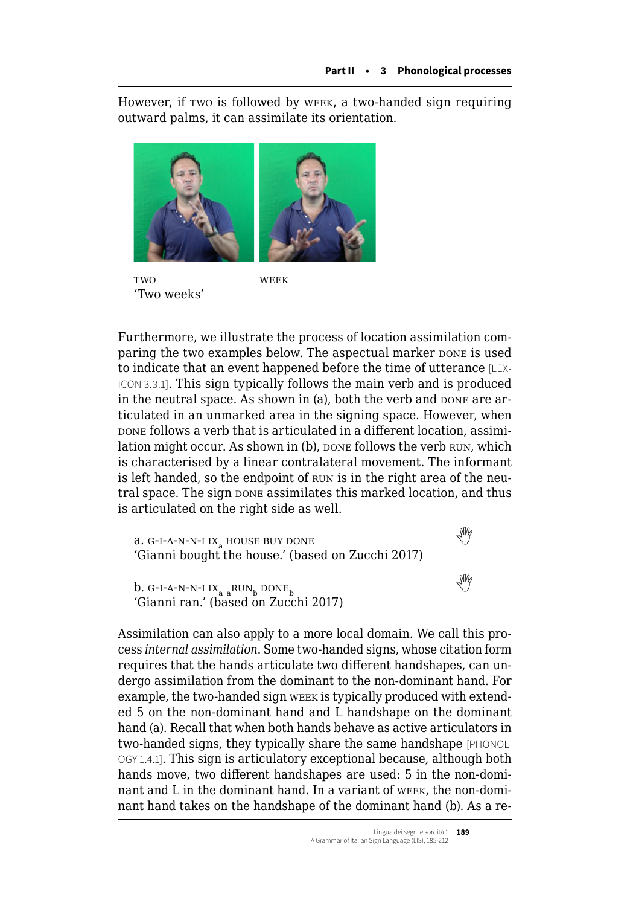However, if TWO is followed by WEEK, a two-handed sign requiring outward palms, it can assimilate its orientation.

TWO WEEK
'Two weeks'

Furthermore, we illustrate the process of location assimilation comparing the two examples below. The aspectual marker DONE is used to indicate that an event happened before the time of utterance [LEXICON 3.3.1]. This sign typically follows the main verb and is produced in the neutral space. As shown in (a), both the verb and DONE are articulated in an unmarked area in the signing space. However, when DONE follows a verb that is articulated in a different location, assimilation might occur. As shown in (b), DONE follows the verb RUN, which is characterised by a linear contralateral movement. The informant is left handed, so the endpoint of RUN is in the right area of the neutral space. The sign DONE assimilates this marked location, and thus is articulated on the right side as well.

a. G-I-A-N-N-I $IX_a$ HOUSE BUY DONE
'Gianni bought the house.' (based on Zucchi 2017)

b. G-I-A-N-N-I $IX_a$ $_a$RUN$_b$ DONE$_b$
'Gianni ran.' (based on Zucchi 2017)

Assimilation can also apply to a more local domain. We call this process *internal assimilation*. Some two-handed signs, whose citation form requires that the hands articulate two different handshapes, can undergo assimilation from the dominant to the non-dominant hand. For example, the two-handed sign WEEK is typically produced with extended 5 on the non-dominant hand and L handshape on the dominant hand (a). Recall that when both hands behave as active articulators in two-handed signs, they typically share the same handshape [PHONOLOGY 1.4.1]. This sign is articulatory exceptional because, although both hands move, two different handshapes are used: 5 in the non-dominant and L in the dominant hand. In a variant of WEEK, the non-dominant hand takes on the handshape of the dominant hand (b). As a re-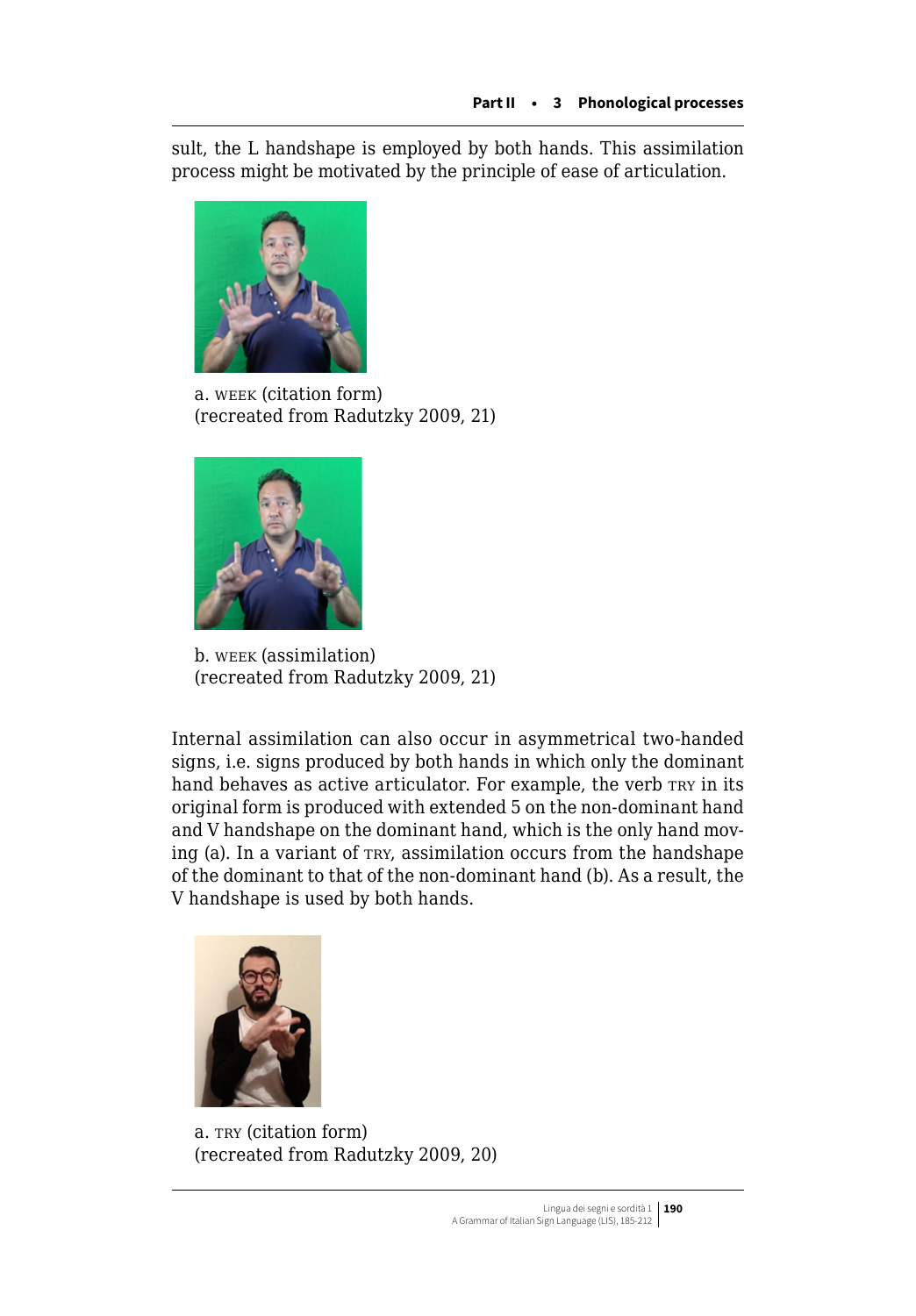sult, the L handshape is employed by both hands. This assimilation process might be motivated by the principle of ease of articulation.

a. WEEK (citation form)
(recreated from Radutzky 2009, 21)

b. WEEK (assimilation)
(recreated from Radutzky 2009, 21)

Internal assimilation can also occur in asymmetrical two-handed signs, i.e. signs produced by both hands in which only the dominant hand behaves as active articulator. For example, the verb TRY in its original form is produced with extended 5 on the non-dominant hand and V handshape on the dominant hand, which is the only hand moving (a). In a variant of TRY, assimilation occurs from the handshape of the dominant to that of the non-dominant hand (b). As a result, the V handshape is used by both hands.

a. TRY (citation form)
(recreated from Radutzky 2009, 20)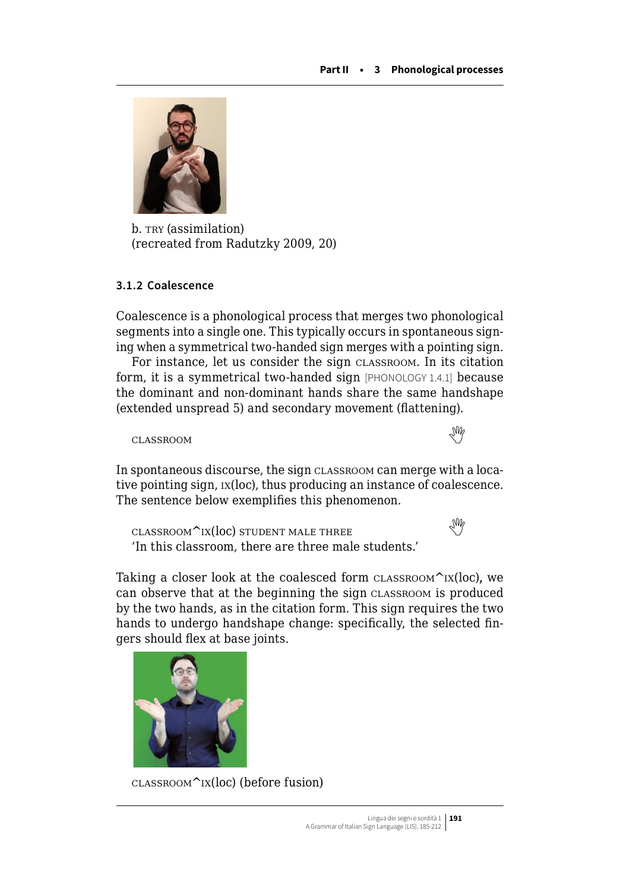b. TRY (assimilation)
(recreated from Radutzky 2009, 20)

### 3.1.2 Coalescence

Coalescence is a phonological process that merges two phonological segments into a single one. This typically occurs in spontaneous signing when a symmetrical two-handed sign merges with a pointing sign.

For instance, let us consider the sign CLASSROOM. In its citation form, it is a symmetrical two-handed sign [PHONOLOGY 1.4.1] because the dominant and non-dominant hands share the same handshape (extended unspread 5) and secondary movement (flattening).

CLASSROOM

In spontaneous discourse, the sign CLASSROOM can merge with a locative pointing sign, IX(loc), thus producing an instance of coalescence. The sentence below exemplifies this phenomenon.

CLASSROOM^IX(loc) STUDENT MALE THREE
'In this classroom, there are three male students.'

Taking a closer look at the coalesced form CLASSROOM^IX(loc), we can observe that at the beginning the sign CLASSROOM is produced by the two hands, as in the citation form. This sign requires the two hands to undergo handshape change: specifically, the selected fingers should flex at base joints.

CLASSROOM^IX(loc) (before fusion)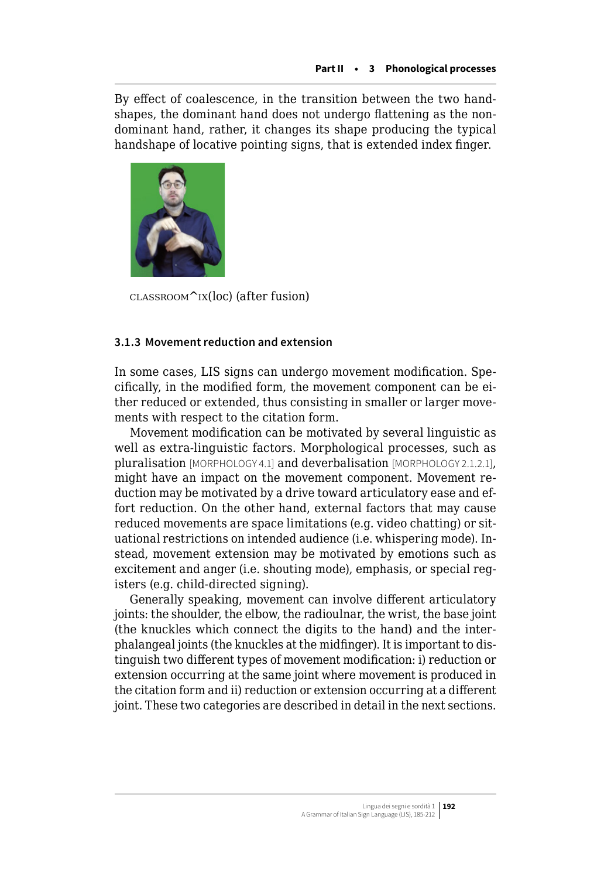By effect of coalescence, in the transition between the two handshapes, the dominant hand does not undergo flattening as the non-dominant hand, rather, it changes its shape producing the typical handshape of locative pointing signs, that is extended index finger.

CLASSROOM^IX(loc) (after fusion)

### 3.1.3 Movement reduction and extension

In some cases, LIS signs can undergo movement modification. Specifically, in the modified form, the movement component can be either reduced or extended, thus consisting in smaller or larger movements with respect to the citation form.

Movement modification can be motivated by several linguistic as well as extra-linguistic factors. Morphological processes, such as pluralisation [MORPHOLOGY 4.1] and deverbalisation [MORPHOLOGY 2.1.2.1], might have an impact on the movement component. Movement reduction may be motivated by a drive toward articulatory ease and effort reduction. On the other hand, external factors that may cause reduced movements are space limitations (e.g. video chatting) or situational restrictions on intended audience (i.e. whispering mode). Instead, movement extension may be motivated by emotions such as excitement and anger (i.e. shouting mode), emphasis, or special registers (e.g. child-directed signing).

Generally speaking, movement can involve different articulatory joints: the shoulder, the elbow, the radioulnar, the wrist, the base joint (the knuckles which connect the digits to the hand) and the interphalangeal joints (the knuckles at the midfinger). It is important to distinguish two different types of movement modification: i) reduction or extension occurring at the same joint where movement is produced in the citation form and ii) reduction or extension occurring at a different joint. These two categories are described in detail in the next sections.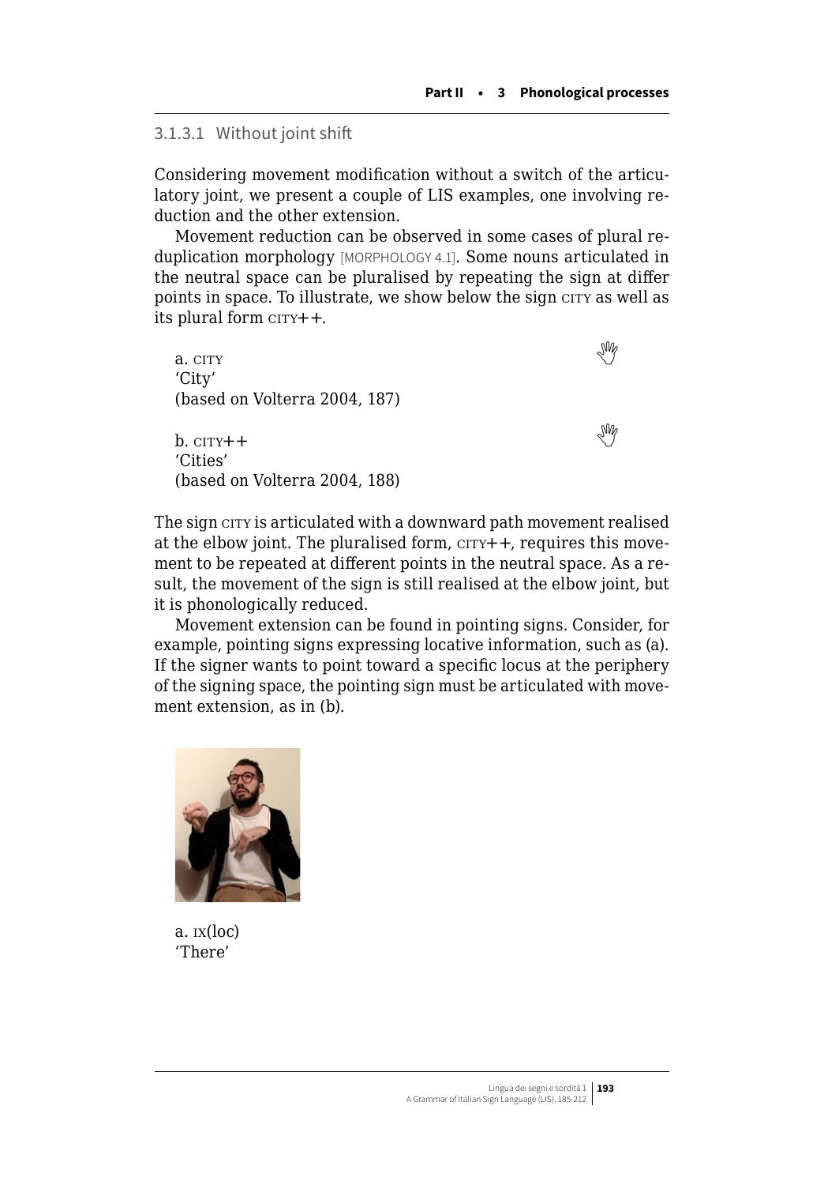### 3.1.3.1 Without joint shift

Considering movement modification without a switch of the articulatory joint, we present a couple of LIS examples, one involving reduction and the other extension.

Movement reduction can be observed in some cases of plural reduplication morphology [MORPHOLOGY 4.1]. Some nouns articulated in the neutral space can be pluralised by repeating the sign at differ points in space. To illustrate, we show below the sign CITY as well as its plural form CITY++.

a. CITY
'City'
(based on Volterra 2004, 187)

b. CITY++
'Cities'
(based on Volterra 2004, 188)

The sign CITY is articulated with a downward path movement realised at the elbow joint. The pluralised form, CITY++, requires this movement to be repeated at different points in the neutral space. As a result, the movement of the sign is still realised at the elbow joint, but it is phonologically reduced.

Movement extension can be found in pointing signs. Consider, for example, pointing signs expressing locative information, such as (a). If the signer wants to point toward a specific locus at the periphery of the signing space, the pointing sign must be articulated with movement extension, as in (b).

a. IX(loc)
'There'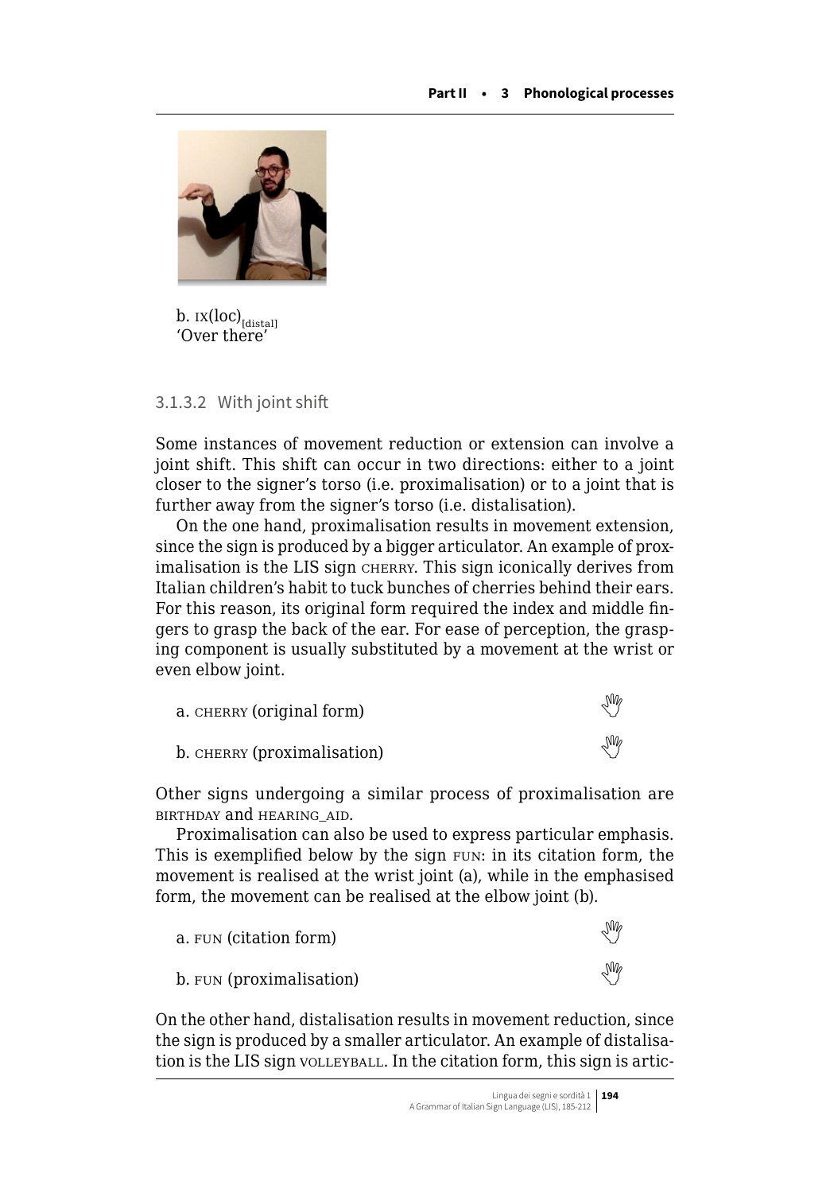b. IX(loc)$_{[distal]}$
'Over there'

#### 3.1.3.2 With joint shift

Some instances of movement reduction or extension can involve a joint shift. This shift can occur in two directions: either to a joint closer to the signer's torso (i.e. proximalisation) or to a joint that is further away from the signer's torso (i.e. distalisation).

On the one hand, proximalisation results in movement extension, since the sign is produced by a bigger articulator. An example of proximalisation is the LIS sign CHERRY. This sign iconically derives from Italian children's habit to tuck bunches of cherries behind their ears. For this reason, its original form required the index and middle fingers to grasp the back of the ear. For ease of perception, the grasping component is usually substituted by a movement at the wrist or even elbow joint.

a. CHERRY (original form)

b. CHERRY (proximalisation)

Other signs undergoing a similar process of proximalisation are BIRTHDAY and HEARING_AID.

Proximalisation can also be used to express particular emphasis. This is exemplified below by the sign FUN: in its citation form, the movement is realised at the wrist joint (a), while in the emphasised form, the movement can be realised at the elbow joint (b).

a. FUN (citation form)

b. FUN (proximalisation)

On the other hand, distalisation results in movement reduction, since the sign is produced by a smaller articulator. An example of distalisation is the LIS sign VOLLEYBALL. In the citation form, this sign is artic-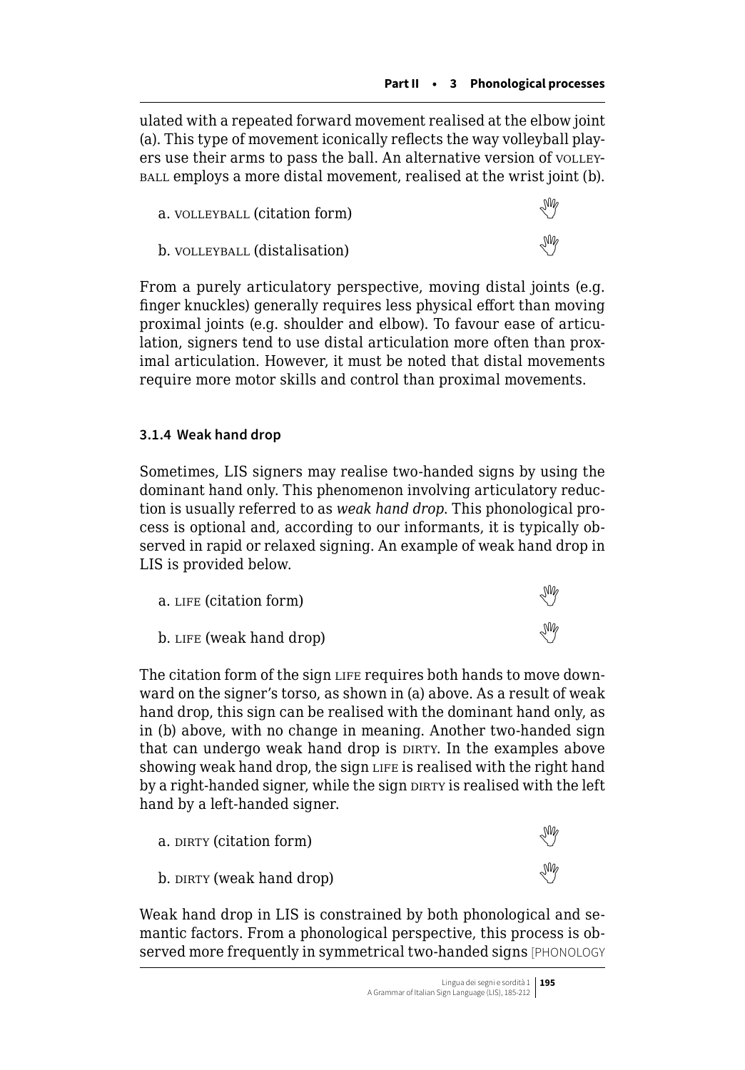ulated with a repeated forward movement realised at the elbow joint (a). This type of movement iconically reflects the way volleyball players use their arms to pass the ball. An alternative version of VOLLEYBALL employs a more distal movement, realised at the wrist joint (b).

a. VOLLEYBALL (citation form)

b. VOLLEYBALL (distalisation)

From a purely articulatory perspective, moving distal joints (e.g. finger knuckles) generally requires less physical effort than moving proximal joints (e.g. shoulder and elbow). To favour ease of articulation, signers tend to use distal articulation more often than proximal articulation. However, it must be noted that distal movements require more motor skills and control than proximal movements.

### 3.1.4 Weak hand drop

Sometimes, LIS signers may realise two-handed signs by using the dominant hand only. This phenomenon involving articulatory reduction is usually referred to as *weak hand drop*. This phonological process is optional and, according to our informants, it is typically observed in rapid or relaxed signing. An example of weak hand drop in LIS is provided below.

a. LIFE (citation form)

b. LIFE (weak hand drop)

The citation form of the sign LIFE requires both hands to move downward on the signer's torso, as shown in (a) above. As a result of weak hand drop, this sign can be realised with the dominant hand only, as in (b) above, with no change in meaning. Another two-handed sign that can undergo weak hand drop is DIRTY. In the examples above showing weak hand drop, the sign LIFE is realised with the right hand by a right-handed signer, while the sign DIRTY is realised with the left hand by a left-handed signer.

a. DIRTY (citation form)

b. DIRTY (weak hand drop)

Weak hand drop in LIS is constrained by both phonological and semantic factors. From a phonological perspective, this process is observed more frequently in symmetrical two-handed signs [PHONOLOGY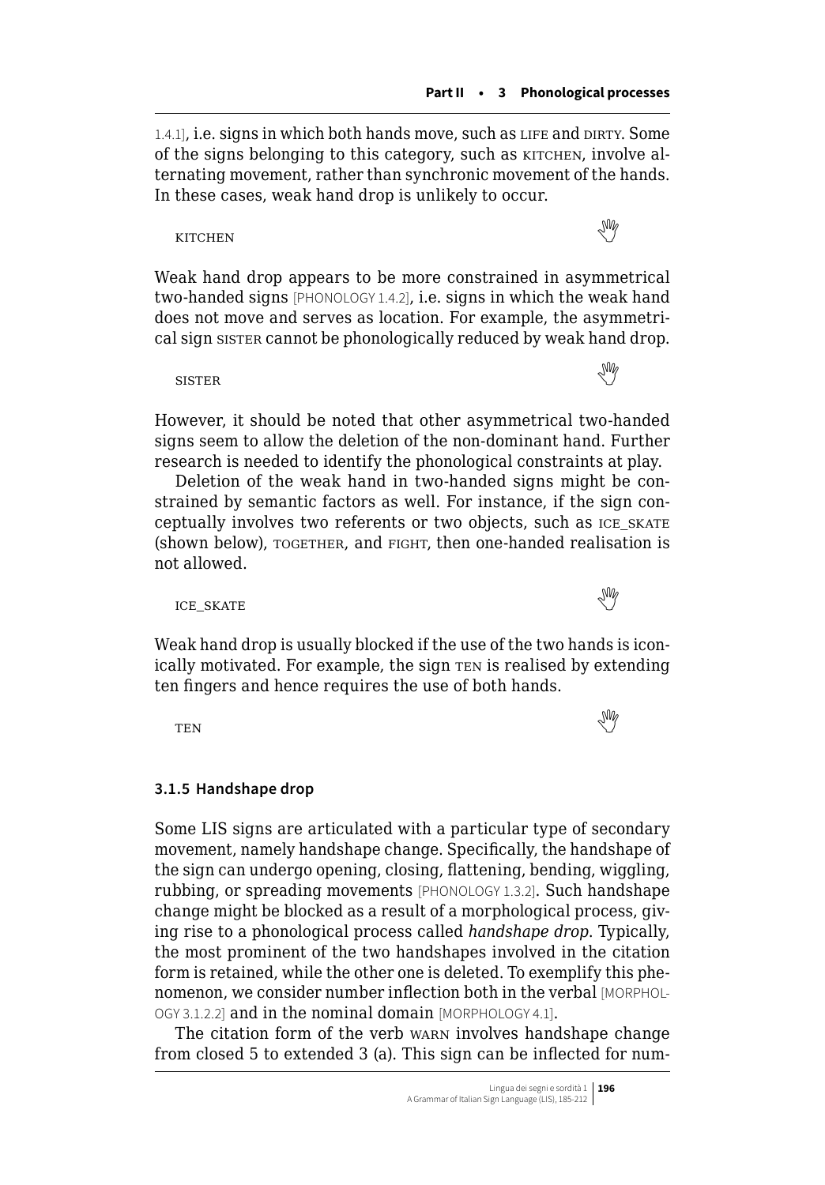1.4.1], i.e. signs in which both hands move, such as LIFE and DIRTY. Some of the signs belonging to this category, such as KITCHEN, involve alternating movement, rather than synchronic movement of the hands. In these cases, weak hand drop is unlikely to occur.

KITCHEN

Weak hand drop appears to be more constrained in asymmetrical two-handed signs [PHONOLOGY 1.4.2], i.e. signs in which the weak hand does not move and serves as location. For example, the asymmetrical sign SISTER cannot be phonologically reduced by weak hand drop.

SISTER

However, it should be noted that other asymmetrical two-handed signs seem to allow the deletion of the non-dominant hand. Further research is needed to identify the phonological constraints at play.

Deletion of the weak hand in two-handed signs might be constrained by semantic factors as well. For instance, if the sign conceptually involves two referents or two objects, such as ICE_SKATE (shown below), TOGETHER, and FIGHT, then one-handed realisation is not allowed.

ICE_SKATE

Weak hand drop is usually blocked if the use of the two hands is iconically motivated. For example, the sign TEN is realised by extending ten fingers and hence requires the use of both hands.

TEN

### 3.1.5 Handshape drop

Some LIS signs are articulated with a particular type of secondary movement, namely handshape change. Specifically, the handshape of the sign can undergo opening, closing, flattening, bending, wiggling, rubbing, or spreading movements [PHONOLOGY 1.3.2]. Such handshape change might be blocked as a result of a morphological process, giving rise to a phonological process called *handshape drop*. Typically, the most prominent of the two handshapes involved in the citation form is retained, while the other one is deleted. To exemplify this phenomenon, we consider number inflection both in the verbal [MORPHOLOGY 3.1.2.2] and in the nominal domain [MORPHOLOGY 4.1].

The citation form of the verb WARN involves handshape change from closed 5 to extended 3 (a). This sign can be inflected for num-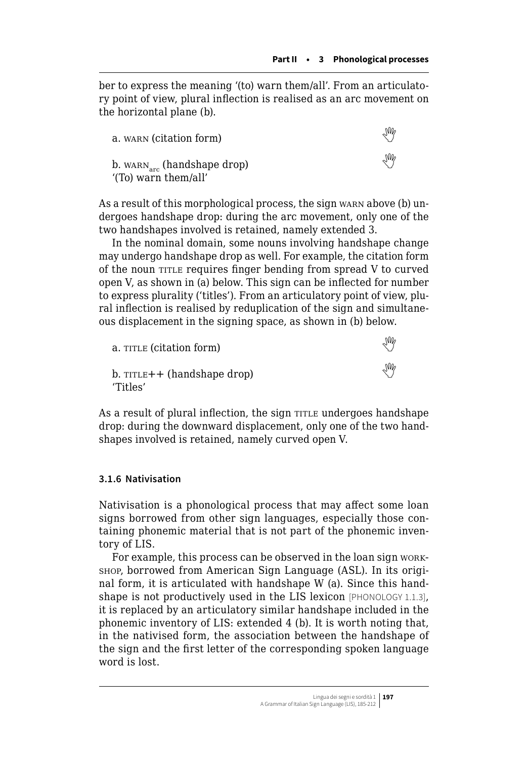ber to express the meaning '(to) warn them/all'. From an articulatory point of view, plural inflection is realised as an arc movement on the horizontal plane (b).

a. WARN (citation form)

b. $\text{WARN}_{\text{arc}}$ (handshape drop)
'(To) warn them/all'

As a result of this morphological process, the sign WARN above (b) undergoes handshape drop: during the arc movement, only one of the two handshapes involved is retained, namely extended 3.

In the nominal domain, some nouns involving handshape change may undergo handshape drop as well. For example, the citation form of the noun TITLE requires finger bending from spread V to curved open V, as shown in (a) below. This sign can be inflected for number to express plurality ('titles'). From an articulatory point of view, plural inflection is realised by reduplication of the sign and simultaneous displacement in the signing space, as shown in (b) below.

a. TITLE (citation form)

b. TITLE++ (handshape drop)
'Titles'

As a result of plural inflection, the sign TITLE undergoes handshape drop: during the downward displacement, only one of the two handshapes involved is retained, namely curved open V.

### 3.1.6 Nativisation

Nativisation is a phonological process that may affect some loan signs borrowed from other sign languages, especially those containing phonemic material that is not part of the phonemic inventory of LIS.

For example, this process can be observed in the loan sign WORKSHOP, borrowed from American Sign Language (ASL). In its original form, it is articulated with handshape W (a). Since this handshape is not productively used in the LIS lexicon [PHONOLOGY 1.1.3], it is replaced by an articulatory similar handshape included in the phonemic inventory of LIS: extended 4 (b). It is worth noting that, in the nativised form, the association between the handshape of the sign and the first letter of the corresponding spoken language word is lost.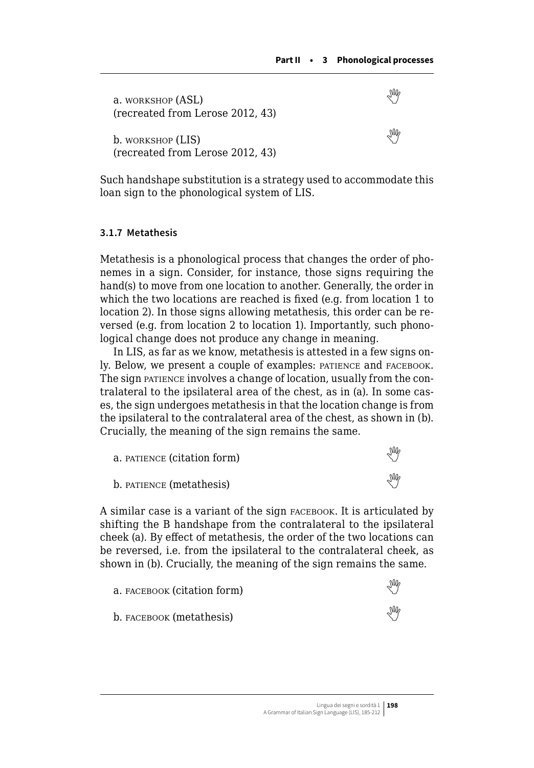a. WORKSHOP (ASL)
(recreated from Lerose 2012, 43)

b. WORKSHOP (LIS)
(recreated from Lerose 2012, 43)

Such handshape substitution is a strategy used to accommodate this loan sign to the phonological system of LIS.

### 3.1.7 Metathesis

Metathesis is a phonological process that changes the order of phonemes in a sign. Consider, for instance, those signs requiring the hand(s) to move from one location to another. Generally, the order in which the two locations are reached is fixed (e.g. from location 1 to location 2). In those signs allowing metathesis, this order can be reversed (e.g. from location 2 to location 1). Importantly, such phonological change does not produce any change in meaning.

In LIS, as far as we know, metathesis is attested in a few signs only. Below, we present a couple of examples: PATIENCE and FACEBOOK. The sign PATIENCE involves a change of location, usually from the contralateral to the ipsilateral area of the chest, as in (a). In some cases, the sign undergoes metathesis in that the location change is from the ipsilateral to the contralateral area of the chest, as shown in (b). Crucially, the meaning of the sign remains the same.

a. PATIENCE (citation form)

b. PATIENCE (metathesis)

A similar case is a variant of the sign FACEBOOK. It is articulated by shifting the B handshape from the contralateral to the ipsilateral cheek (a). By effect of metathesis, the order of the two locations can be reversed, i.e. from the ipsilateral to the contralateral cheek, as shown in (b). Crucially, the meaning of the sign remains the same.

a. FACEBOOK (citation form)

b. FACEBOOK (metathesis)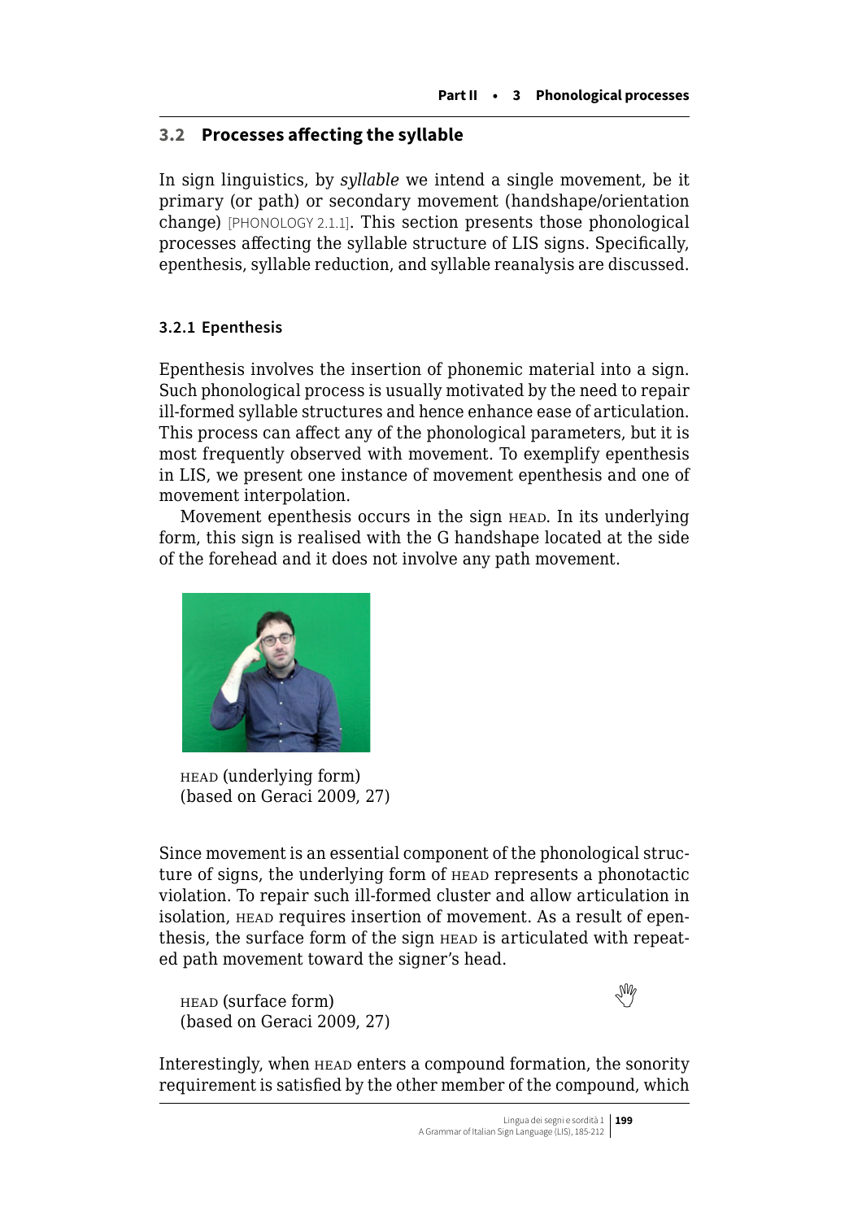## 3.2 Processes affecting the syllable

In sign linguistics, by *syllable* we intend a single movement, be it primary (or path) or secondary movement (handshape/orientation change) [PHONOLOGY 2.1.1]. This section presents those phonological processes affecting the syllable structure of LIS signs. Specifically, epenthesis, syllable reduction, and syllable reanalysis are discussed.

### 3.2.1 Epenthesis

Epenthesis involves the insertion of phonemic material into a sign. Such phonological process is usually motivated by the need to repair ill-formed syllable structures and hence enhance ease of articulation. This process can affect any of the phonological parameters, but it is most frequently observed with movement. To exemplify epenthesis in LIS, we present one instance of movement epenthesis and one of movement interpolation.

Movement epenthesis occurs in the sign HEAD. In its underlying form, this sign is realised with the G handshape located at the side of the forehead and it does not involve any path movement.

HEAD (underlying form)
(based on Geraci 2009, 27)

Since movement is an essential component of the phonological structure of signs, the underlying form of HEAD represents a phonotactic violation. To repair such ill-formed cluster and allow articulation in isolation, HEAD requires insertion of movement. As a result of epenthesis, the surface form of the sign HEAD is articulated with repeated path movement toward the signer's head.

HEAD (surface form)
(based on Geraci 2009, 27)

Interestingly, when HEAD enters a compound formation, the sonority requirement is satisfied by the other member of the compound, which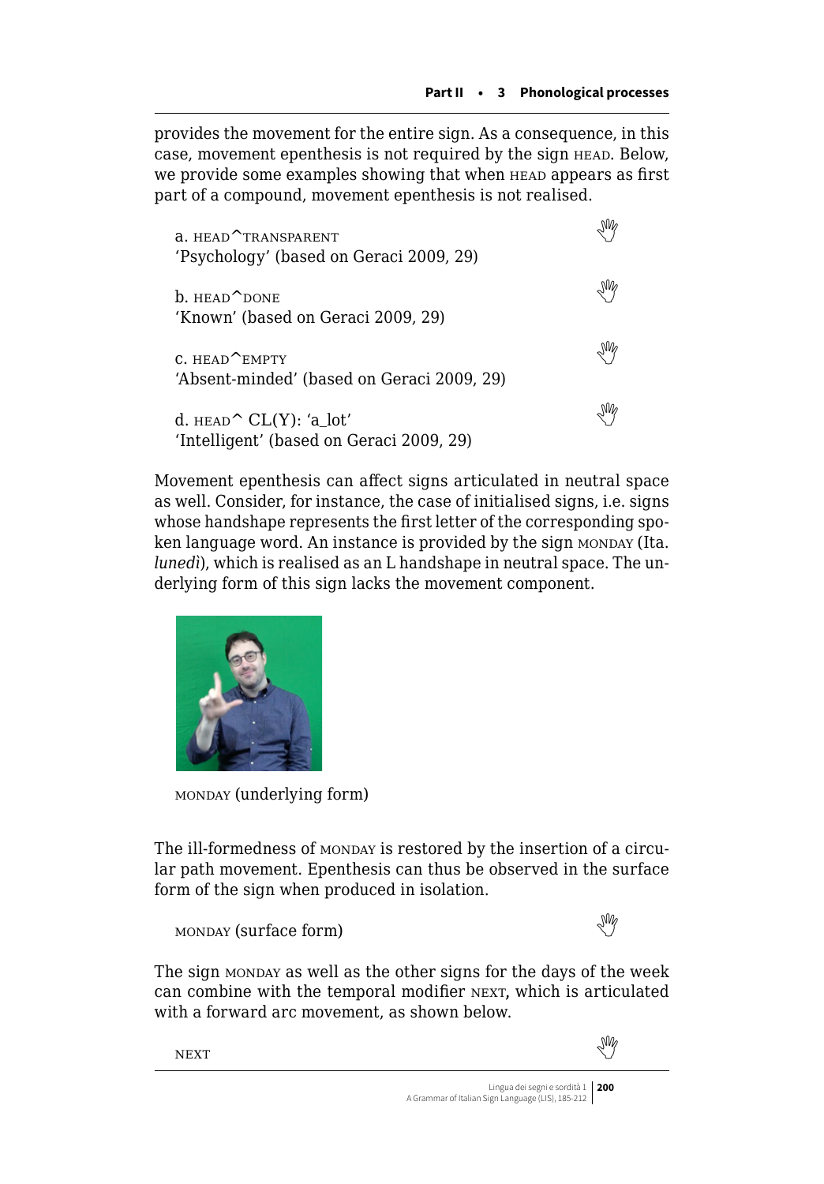provides the movement for the entire sign. As a consequence, in this case, movement epenthesis is not required by the sign HEAD. Below, we provide some examples showing that when HEAD appears as first part of a compound, movement epenthesis is not realised.

a. HEAD^TRANSPARENT
'Psychology' (based on Geraci 2009, 29)

b. HEAD^DONE
'Known' (based on Geraci 2009, 29)

c. HEAD^EMPTY
'Absent-minded' (based on Geraci 2009, 29)

d. HEAD^ CL(Y): 'a_lot'
'Intelligent' (based on Geraci 2009, 29)

Movement epenthesis can affect signs articulated in neutral space as well. Consider, for instance, the case of initialised signs, i.e. signs whose handshape represents the first letter of the corresponding spoken language word. An instance is provided by the sign MONDAY (Ita. *lunedì*), which is realised as an L handshape in neutral space. The underlying form of this sign lacks the movement component.

MONDAY (underlying form)

The ill-formedness of MONDAY is restored by the insertion of a circular path movement. Epenthesis can thus be observed in the surface form of the sign when produced in isolation.

MONDAY (surface form)

The sign MONDAY as well as the other signs for the days of the week can combine with the temporal modifier NEXT, which is articulated with a forward arc movement, as shown below.

NEXT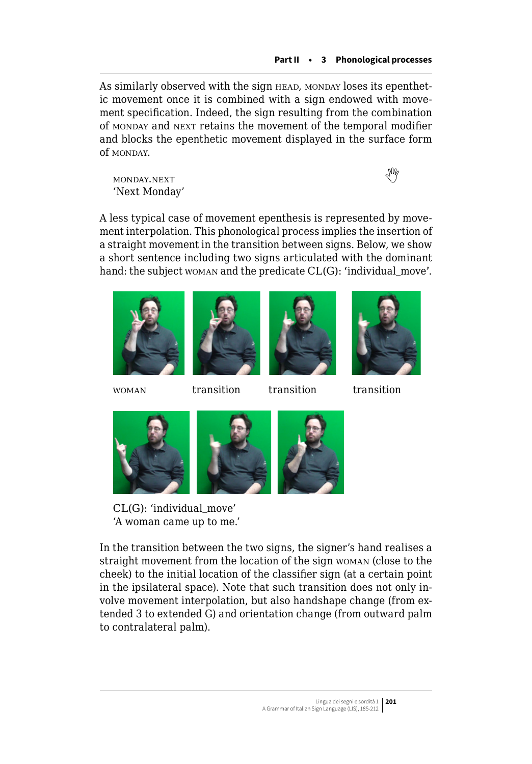As similarly observed with the sign HEAD, MONDAY loses its epenthetic movement once it is combined with a sign endowed with movement specification. Indeed, the sign resulting from the combination of MONDAY and NEXT retains the movement of the temporal modifier and blocks the epenthetic movement displayed in the surface form of MONDAY.

MONDAY.NEXT
'Next Monday'

A less typical case of movement epenthesis is represented by movement interpolation. This phonological process implies the insertion of a straight movement in the transition between signs. Below, we show a short sentence including two signs articulated with the dominant hand: the subject WOMAN and the predicate CL(G): 'individual_move'.

WOMAN transition transition transition

CL(G): 'individual_move'
'A woman came up to me.'

In the transition between the two signs, the signer's hand realises a straight movement from the location of the sign WOMAN (close to the cheek) to the initial location of the classifier sign (at a certain point in the ipsilateral space). Note that such transition does not only involve movement interpolation, but also handshape change (from extended 3 to extended G) and orientation change (from outward palm to contralateral palm).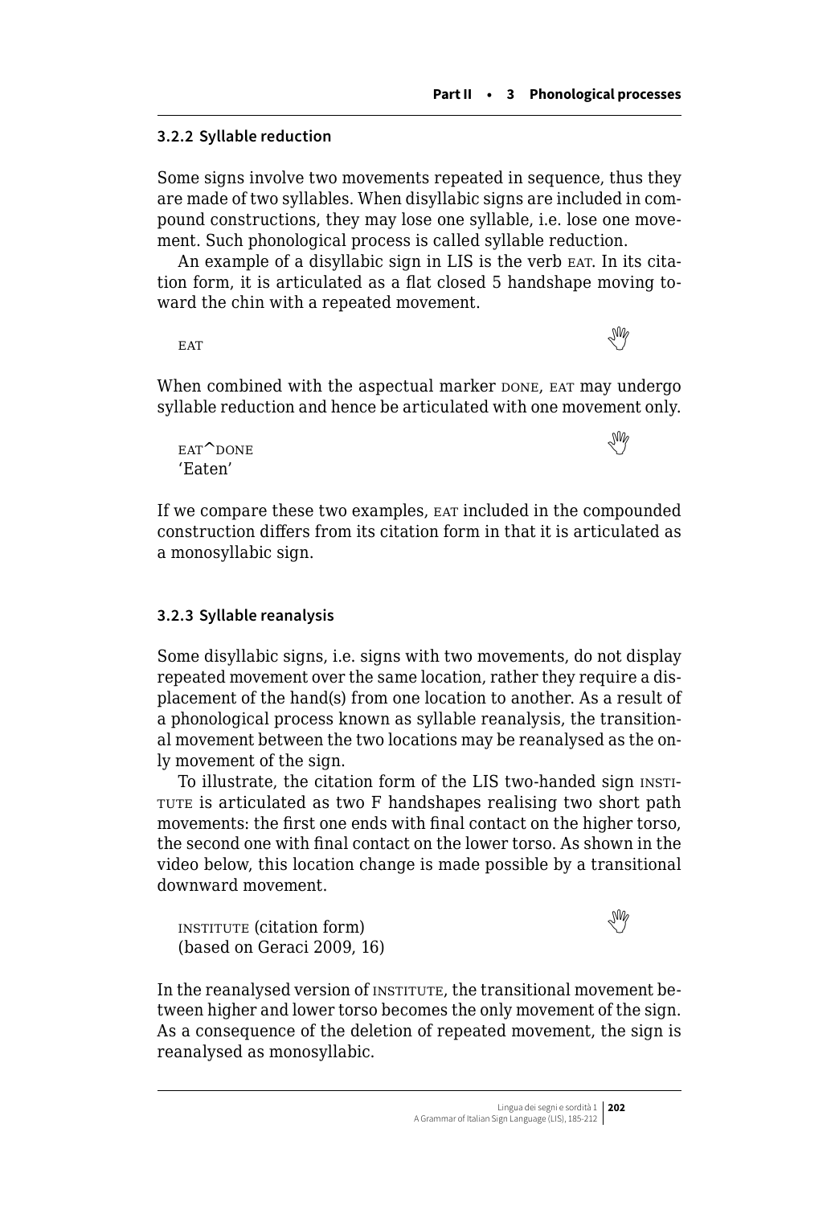### 3.2.2 Syllable reduction

Some signs involve two movements repeated in sequence, thus they are made of two syllables. When disyllabic signs are included in compound constructions, they may lose one syllable, i.e. lose one movement. Such phonological process is called syllable reduction.

An example of a disyllabic sign in LIS is the verb EAT. In its citation form, it is articulated as a flat closed 5 handshape moving toward the chin with a repeated movement.

EAT

When combined with the aspectual marker DONE, EAT may undergo syllable reduction and hence be articulated with one movement only.

EAT^DONE
'Eaten'

If we compare these two examples, EAT included in the compounded construction differs from its citation form in that it is articulated as a monosyllabic sign.

### 3.2.3 Syllable reanalysis

Some disyllabic signs, i.e. signs with two movements, do not display repeated movement over the same location, rather they require a displacement of the hand(s) from one location to another. As a result of a phonological process known as syllable reanalysis, the transitional movement between the two locations may be reanalysed as the only movement of the sign.

To illustrate, the citation form of the LIS two-handed sign INSTITUTE is articulated as two F handshapes realising two short path movements: the first one ends with final contact on the higher torso, the second one with final contact on the lower torso. As shown in the video below, this location change is made possible by a transitional downward movement.

INSTITUTE (citation form)
(based on Geraci 2009, 16)

In the reanalysed version of INSTITUTE, the transitional movement between higher and lower torso becomes the only movement of the sign. As a consequence of the deletion of repeated movement, the sign is reanalysed as monosyllabic.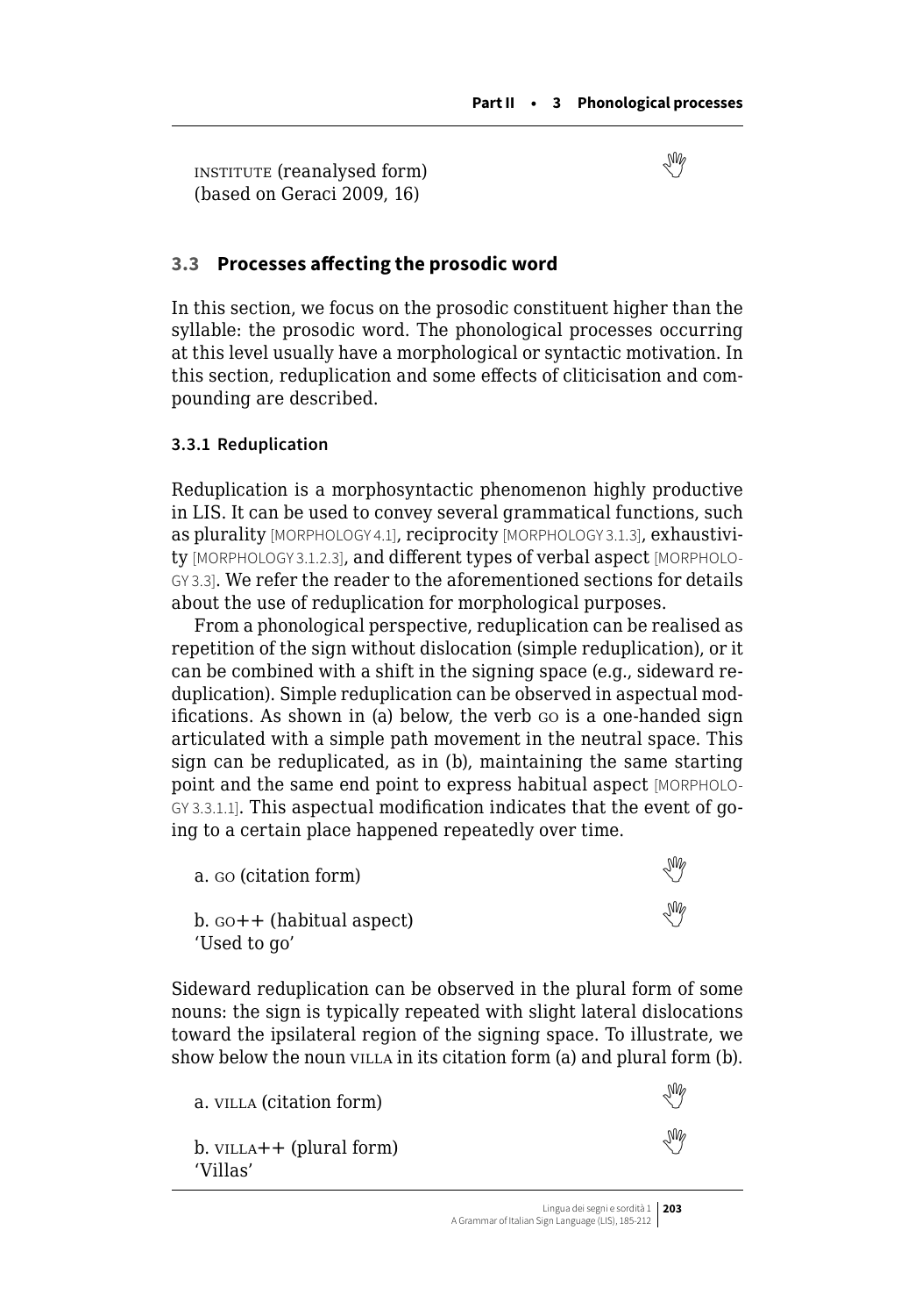INSTITUTE (reanalysed form)
(based on Geraci 2009, 16)

## 3.3 Processes affecting the prosodic word

In this section, we focus on the prosodic constituent higher than the syllable: the prosodic word. The phonological processes occurring at this level usually have a morphological or syntactic motivation. In this section, reduplication and some effects of cliticisation and compounding are described.

### 3.3.1 Reduplication

Reduplication is a morphosyntactic phenomenon highly productive in LIS. It can be used to convey several grammatical functions, such as plurality [MORPHOLOGY 4.1], reciprocity [MORPHOLOGY 3.1.3], exhaustivity [MORPHOLOGY 3.1.2.3], and different types of verbal aspect [MORPHOLOGY 3.3]. We refer the reader to the aforementioned sections for details about the use of reduplication for morphological purposes.

From a phonological perspective, reduplication can be realised as repetition of the sign without dislocation (simple reduplication), or it can be combined with a shift in the signing space (e.g., sideward reduplication). Simple reduplication can be observed in aspectual modifications. As shown in (a) below, the verb GO is a one-handed sign articulated with a simple path movement in the neutral space. This sign can be reduplicated, as in (b), maintaining the same starting point and the same end point to express habitual aspect [MORPHOLOGY 3.3.1.1]. This aspectual modification indicates that the event of going to a certain place happened repeatedly over time.

a. GO (citation form)

b. GO++ (habitual aspect)
'Used to go'

Sideward reduplication can be observed in the plural form of some nouns: the sign is typically repeated with slight lateral dislocations toward the ipsilateral region of the signing space. To illustrate, we show below the noun VILLA in its citation form (a) and plural form (b).

a. VILLA (citation form)

b. VILLA++ (plural form)
'Villas'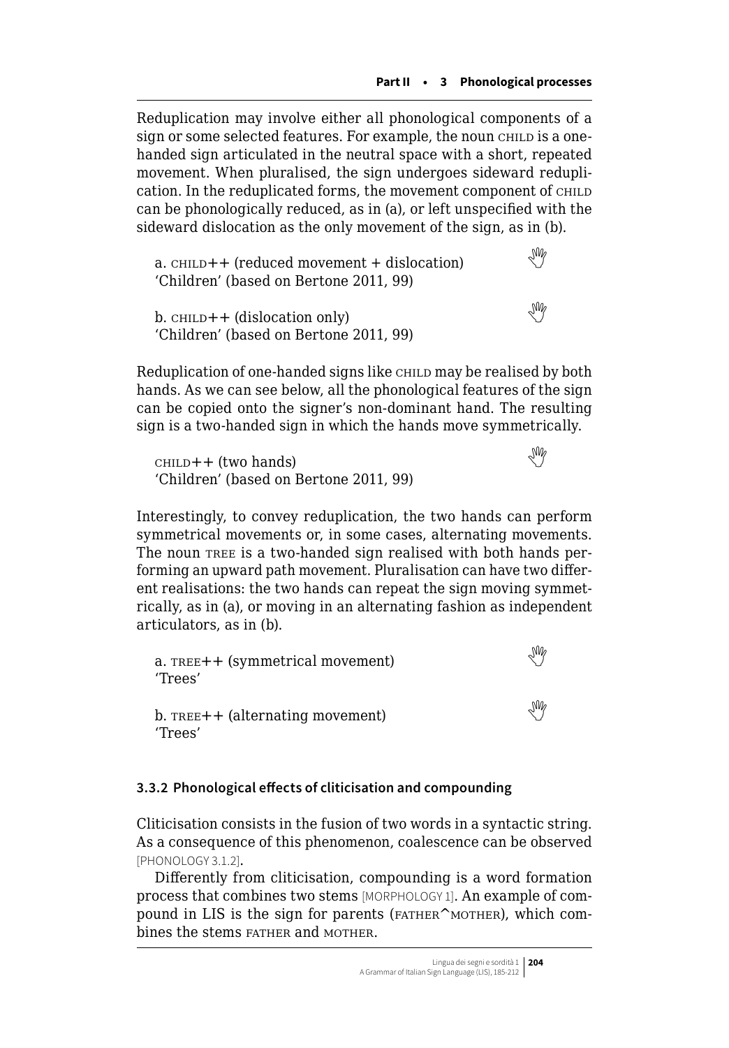Reduplication may involve either all phonological components of a sign or some selected features. For example, the noun CHILD is a one-handed sign articulated in the neutral space with a short, repeated movement. When pluralised, the sign undergoes sideward reduplication. In the reduplicated forms, the movement component of CHILD can be phonologically reduced, as in (a), or left unspecified with the sideward dislocation as the only movement of the sign, as in (b).

a. CHILD++ (reduced movement + dislocation)
'Children' (based on Bertone 2011, 99)

b. CHILD++ (dislocation only)
'Children' (based on Bertone 2011, 99)

Reduplication of one-handed signs like CHILD may be realised by both hands. As we can see below, all the phonological features of the sign can be copied onto the signer's non-dominant hand. The resulting sign is a two-handed sign in which the hands move symmetrically.

CHILD++ (two hands)
'Children' (based on Bertone 2011, 99)

Interestingly, to convey reduplication, the two hands can perform symmetrical movements or, in some cases, alternating movements. The noun TREE is a two-handed sign realised with both hands performing an upward path movement. Pluralisation can have two different realisations: the two hands can repeat the sign moving symmetrically, as in (a), or moving in an alternating fashion as independent articulators, as in (b).

a. TREE++ (symmetrical movement)
'Trees'

b. TREE++ (alternating movement)
'Trees'

### 3.3.2 Phonological effects of cliticisation and compounding

Cliticisation consists in the fusion of two words in a syntactic string. As a consequence of this phenomenon, coalescence can be observed [PHONOLOGY 3.1.2].

Differently from cliticisation, compounding is a word formation process that combines two stems [MORPHOLOGY 1]. An example of compound in LIS is the sign for parents (FATHER^MOTHER), which combines the stems FATHER and MOTHER.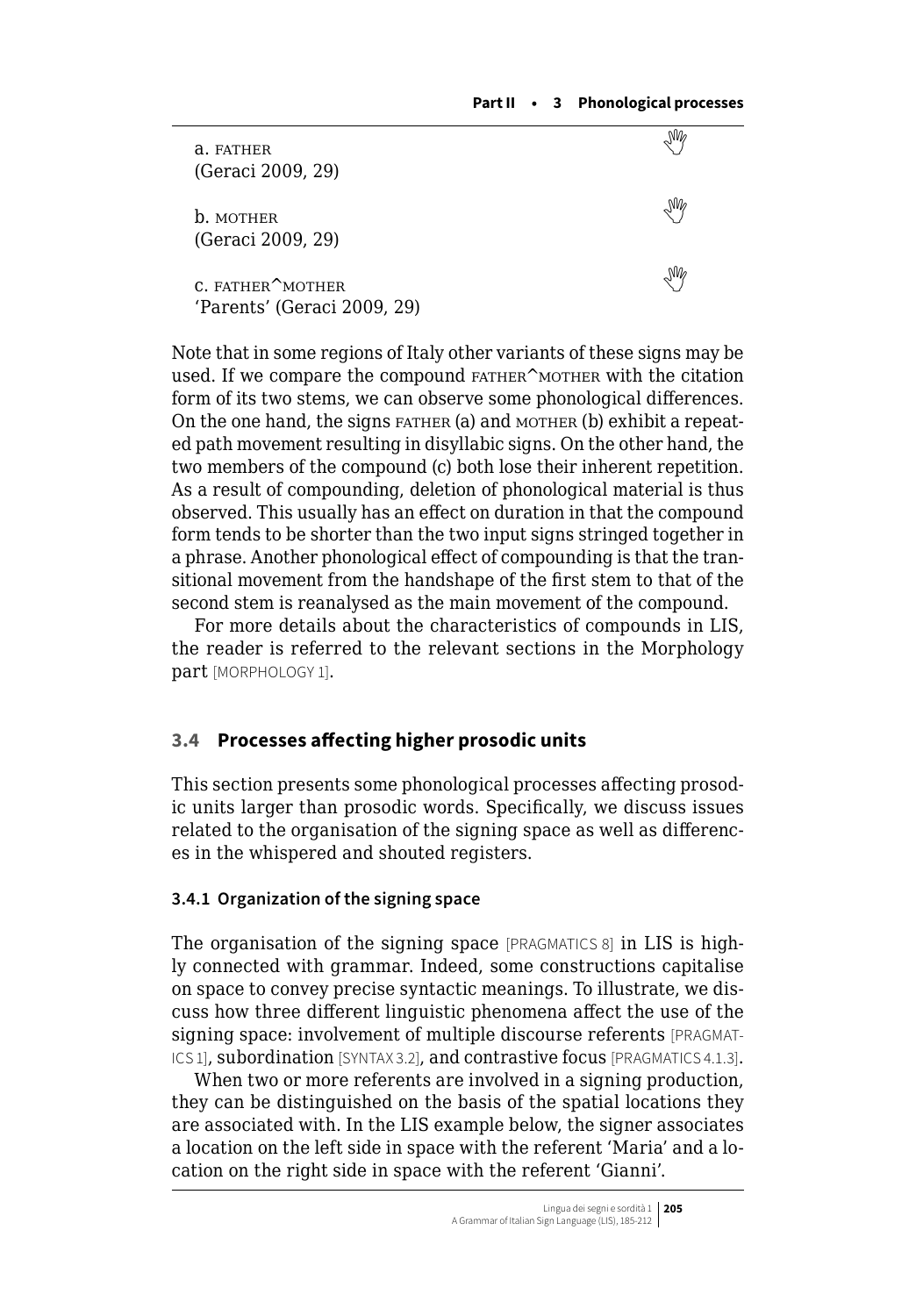a. FATHER
(Geraci 2009, 29)

b. MOTHER
(Geraci 2009, 29)

c. FATHER^MOTHER
'Parents' (Geraci 2009, 29)

Note that in some regions of Italy other variants of these signs may be used. If we compare the compound FATHER^MOTHER with the citation form of its two stems, we can observe some phonological differences. On the one hand, the signs FATHER (a) and MOTHER (b) exhibit a repeated path movement resulting in disyllabic signs. On the other hand, the two members of the compound (c) both lose their inherent repetition. As a result of compounding, deletion of phonological material is thus observed. This usually has an effect on duration in that the compound form tends to be shorter than the two input signs stringed together in a phrase. Another phonological effect of compounding is that the transitional movement from the handshape of the first stem to that of the second stem is reanalysed as the main movement of the compound.

For more details about the characteristics of compounds in LIS, the reader is referred to the relevant sections in the Morphology part [MORPHOLOGY 1].

## 3.4 Processes affecting higher prosodic units

This section presents some phonological processes affecting prosodic units larger than prosodic words. Specifically, we discuss issues related to the organisation of the signing space as well as differences in the whispered and shouted registers.

### 3.4.1 Organization of the signing space

The organisation of the signing space [PRAGMATICS 8] in LIS is highly connected with grammar. Indeed, some constructions capitalise on space to convey precise syntactic meanings. To illustrate, we discuss how three different linguistic phenomena affect the use of the signing space: involvement of multiple discourse referents [PRAGMATICS 1], subordination [SYNTAX 3.2], and contrastive focus [PRAGMATICS 4.1.3].

When two or more referents are involved in a signing production, they can be distinguished on the basis of the spatial locations they are associated with. In the LIS example below, the signer associates a location on the left side in space with the referent 'Maria' and a location on the right side in space with the referent 'Gianni'.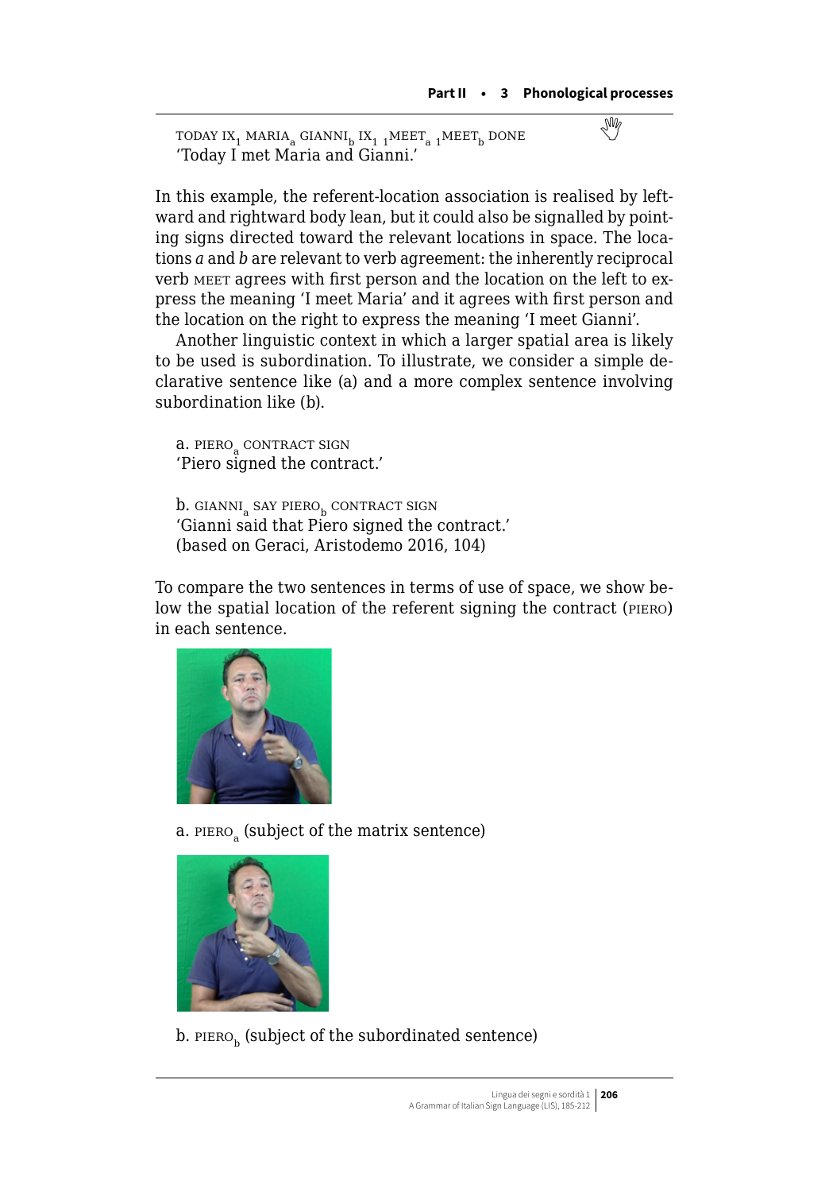TODAY $IX_1$ $MARIA_a$ $GIANNI_b$ $IX_1$ ${}_1MEET_a$ ${}_1MEET_b$ DONE
'Today I met Maria and Gianni.'

In this example, the referent-location association is realised by leftward and rightward body lean, but it could also be signalled by pointing signs directed toward the relevant locations in space. The locations *a* and *b* are relevant to verb agreement: the inherently reciprocal verb MEET agrees with first person and the location on the left to express the meaning 'I meet Maria' and it agrees with first person and the location on the right to express the meaning 'I meet Gianni'.

Another linguistic context in which a larger spatial area is likely to be used is subordination. To illustrate, we consider a simple declarative sentence like (a) and a more complex sentence involving subordination like (b).

a. $PIERO_a$ CONTRACT SIGN
'Piero signed the contract.'

b. $GIANNI_a$ SAY $PIERO_b$ CONTRACT SIGN
'Gianni said that Piero signed the contract.'
(based on Geraci, Aristodemo 2016, 104)

To compare the two sentences in terms of use of space, we show below the spatial location of the referent signing the contract (PIERO) in each sentence.

a. $PIERO_a$ (subject of the matrix sentence)

b. $PIERO_b$ (subject of the subordinated sentence)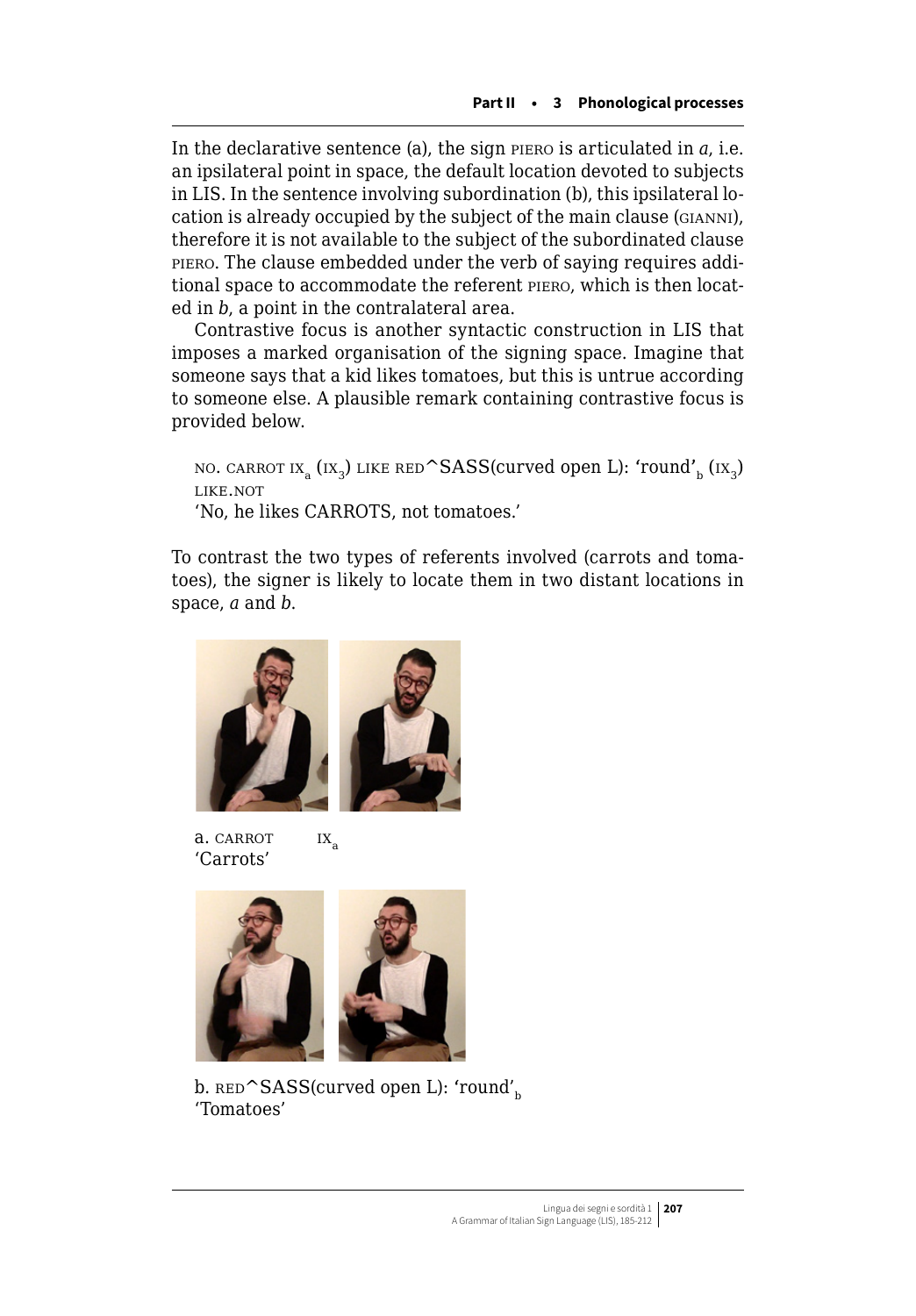In the declarative sentence (a), the sign PIERO is articulated in *a*, i.e. an ipsilateral point in space, the default location devoted to subjects in LIS. In the sentence involving subordination (b), this ipsilateral location is already occupied by the subject of the main clause (GIANNI), therefore it is not available to the subject of the subordinated clause PIERO. The clause embedded under the verb of saying requires additional space to accommodate the referent PIERO, which is then located in *b*, a point in the contralateral area.

Contrastive focus is another syntactic construction in LIS that imposes a marked organisation of the signing space. Imagine that someone says that a kid likes tomatoes, but this is untrue according to someone else. A plausible remark containing contrastive focus is provided below.

> NO. CARROT $\text{IX}_a$ ($\text{IX}_3$) LIKE RED^SASS(curved open L): 'round'$_b$ ($\text{IX}_3$) LIKE.NOT
> 'No, he likes CARROTS, not tomatoes.'

To contrast the two types of referents involved (carrots and tomatoes), the signer is likely to locate them in two distant locations in space, *a* and *b*.

a. CARROT $\text{IX}_a$
'Carrots'

b. RED^SASS(curved open L): 'round'$_b$
'Tomatoes'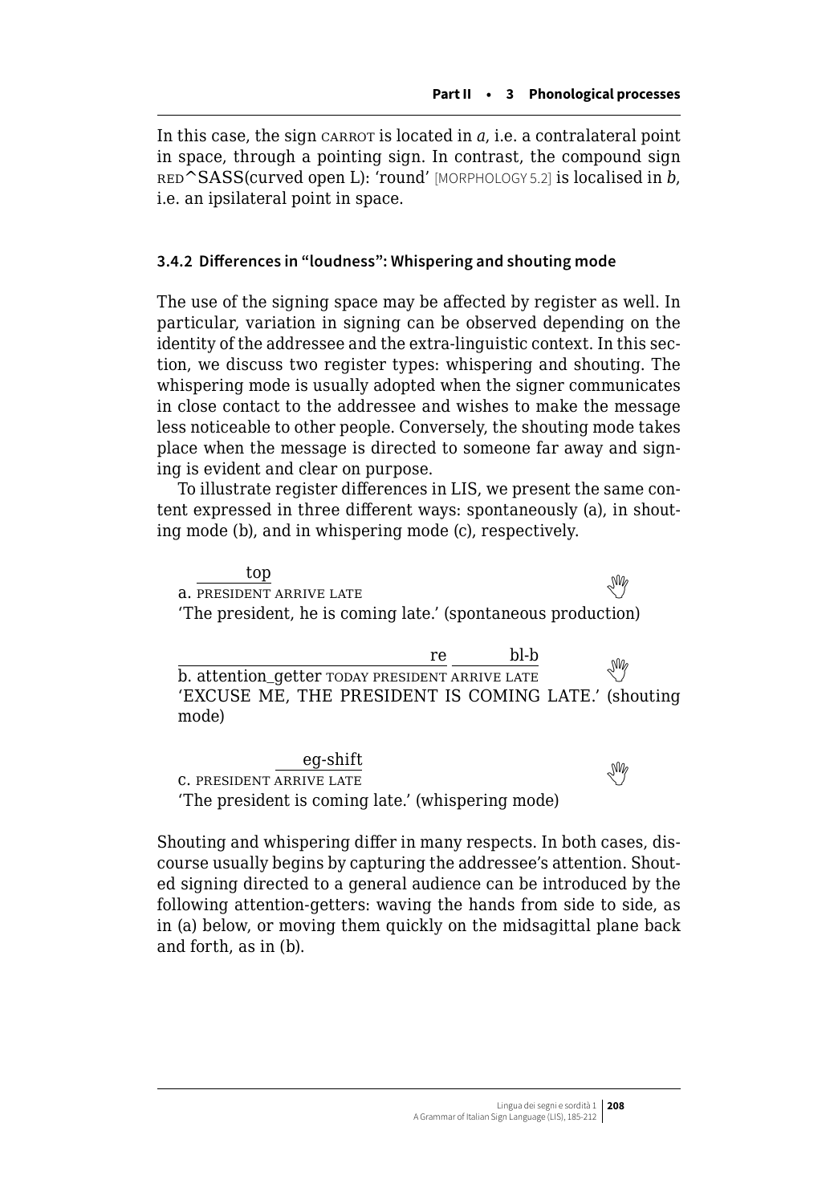In this case, the sign CARROT is located in *a*, i.e. a contralateral point in space, through a pointing sign. In contrast, the compound sign RED^SASS(curved open L): 'round' [MORPHOLOGY 5.2] is localised in *b*, i.e. an ipsilateral point in space.

### 3.4.2 Differences in "loudness": Whispering and shouting mode

The use of the signing space may be affected by register as well. In particular, variation in signing can be observed depending on the identity of the addressee and the extra-linguistic context. In this section, we discuss two register types: whispering and shouting. The whispering mode is usually adopted when the signer communicates in close contact to the addressee and wishes to make the message less noticeable to other people. Conversely, the shouting mode takes place when the message is directed to someone far away and signing is evident and clear on purpose.

To illustrate register differences in LIS, we present the same content expressed in three different ways: spontaneously (a), in shouting mode (b), and in whispering mode (c), respectively.

```
   ______top
a. PRESIDENT ARRIVE LATE
```
'The president, he is coming late.' (spontaneous production)

```
   ________________________________re ______bl-b
b. attention_getter TODAY PRESIDENT ARRIVE LATE
```
'EXCUSE ME, THE PRESIDENT IS COMING LATE.' (shouting mode)

```
             _____eg-shift
c. PRESIDENT ARRIVE LATE
```
'The president is coming late.' (whispering mode)

Shouting and whispering differ in many respects. In both cases, discourse usually begins by capturing the addressee's attention. Shouted signing directed to a general audience can be introduced by the following attention-getters: waving the hands from side to side, as in (a) below, or moving them quickly on the midsagittal plane back and forth, as in (b).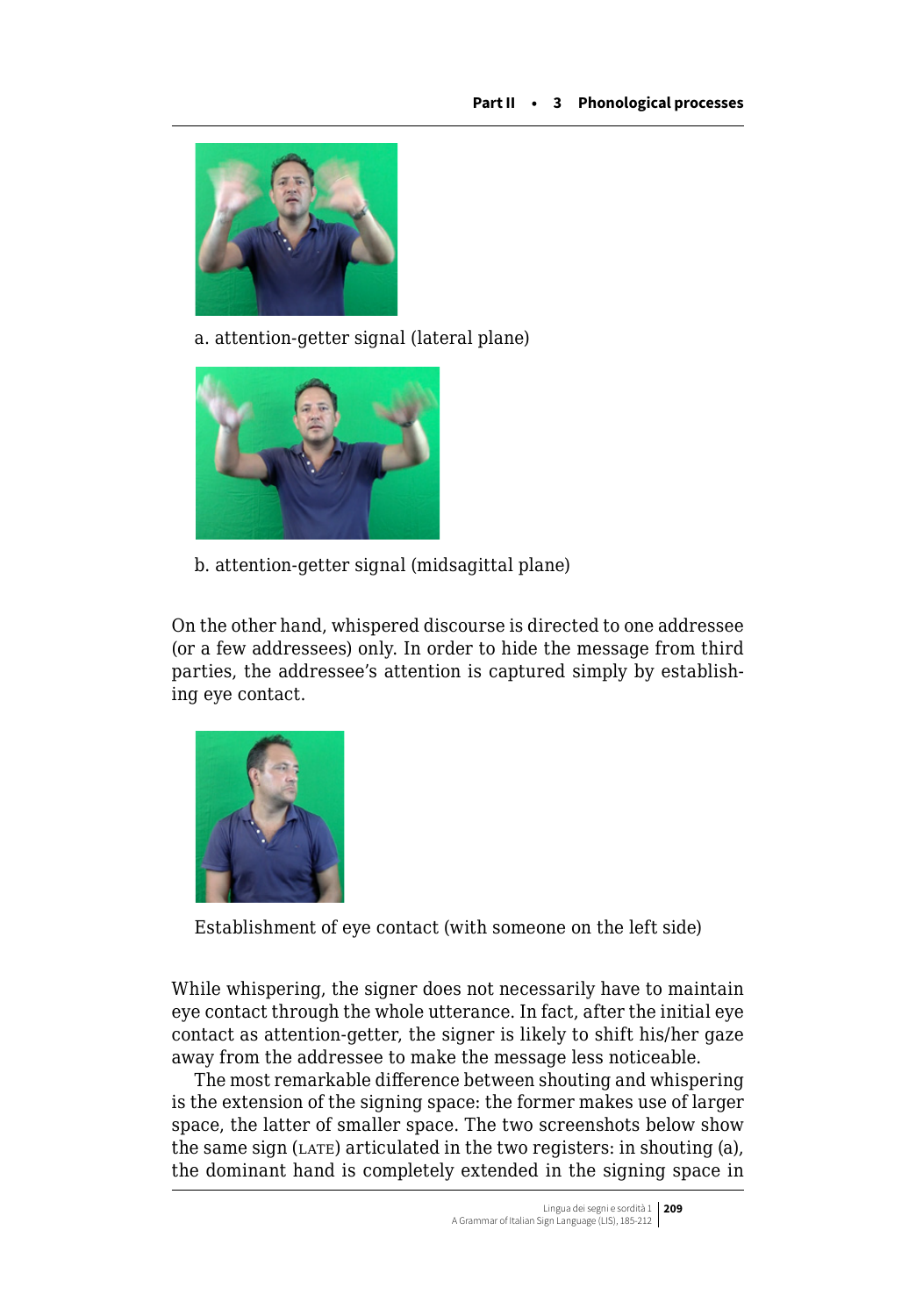a. attention-getter signal (lateral plane)

b. attention-getter signal (midsagittal plane)

On the other hand, whispered discourse is directed to one addressee (or a few addressees) only. In order to hide the message from third parties, the addressee's attention is captured simply by establishing eye contact.

Establishment of eye contact (with someone on the left side)

While whispering, the signer does not necessarily have to maintain eye contact through the whole utterance. In fact, after the initial eye contact as attention-getter, the signer is likely to shift his/her gaze away from the addressee to make the message less noticeable.

The most remarkable difference between shouting and whispering is the extension of the signing space: the former makes use of larger space, the latter of smaller space. The two screenshots below show the same sign (LATE) articulated in the two registers: in shouting (a), the dominant hand is completely extended in the signing space in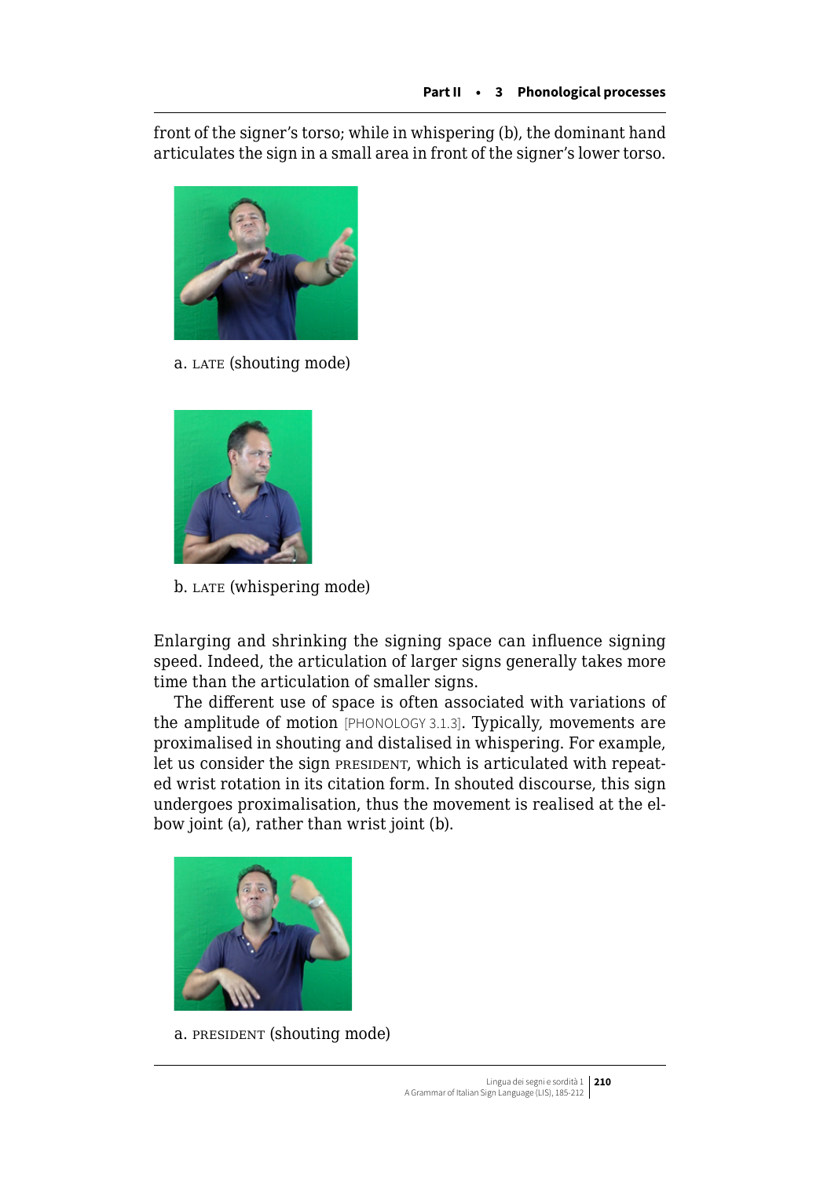front of the signer's torso; while in whispering (b), the dominant hand articulates the sign in a small area in front of the signer's lower torso.

a. LATE (shouting mode)

b. LATE (whispering mode)

Enlarging and shrinking the signing space can influence signing speed. Indeed, the articulation of larger signs generally takes more time than the articulation of smaller signs.

The different use of space is often associated with variations of the amplitude of motion [PHONOLOGY 3.1.3]. Typically, movements are proximalised in shouting and distalised in whispering. For example, let us consider the sign PRESIDENT, which is articulated with repeated wrist rotation in its citation form. In shouted discourse, this sign undergoes proximalisation, thus the movement is realised at the elbow joint (a), rather than wrist joint (b).

a. PRESIDENT (shouting mode)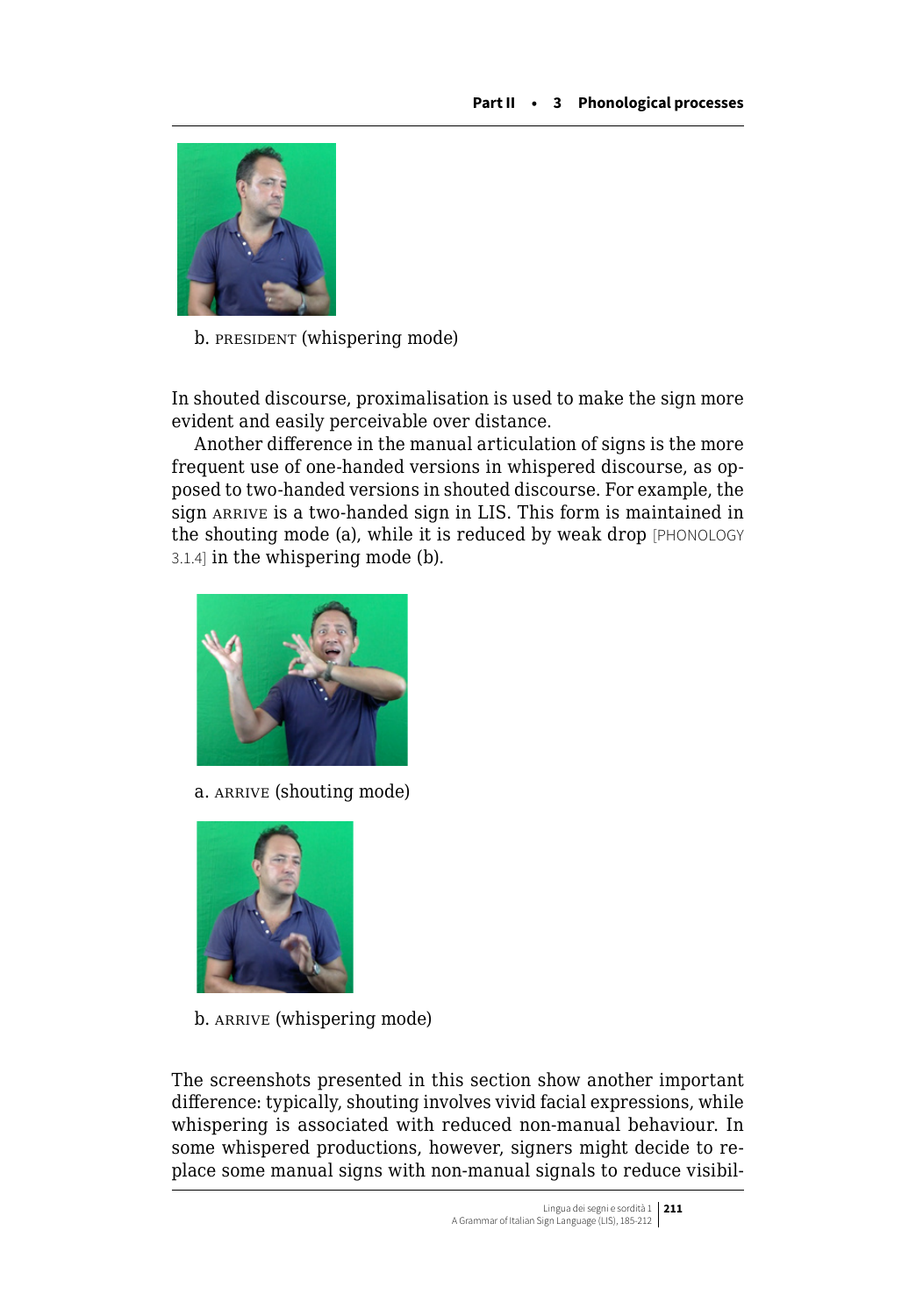b. PRESIDENT (whispering mode)

In shouted discourse, proximalisation is used to make the sign more evident and easily perceivable over distance.

Another difference in the manual articulation of signs is the more frequent use of one-handed versions in whispered discourse, as opposed to two-handed versions in shouted discourse. For example, the sign ARRIVE is a two-handed sign in LIS. This form is maintained in the shouting mode (a), while it is reduced by weak drop [PHONOLOGY 3.1.4] in the whispering mode (b).

a. ARRIVE (shouting mode)

b. ARRIVE (whispering mode)

The screenshots presented in this section show another important difference: typically, shouting involves vivid facial expressions, while whispering is associated with reduced non-manual behaviour. In some whispered productions, however, signers might decide to replace some manual signs with non-manual signals to reduce visibil-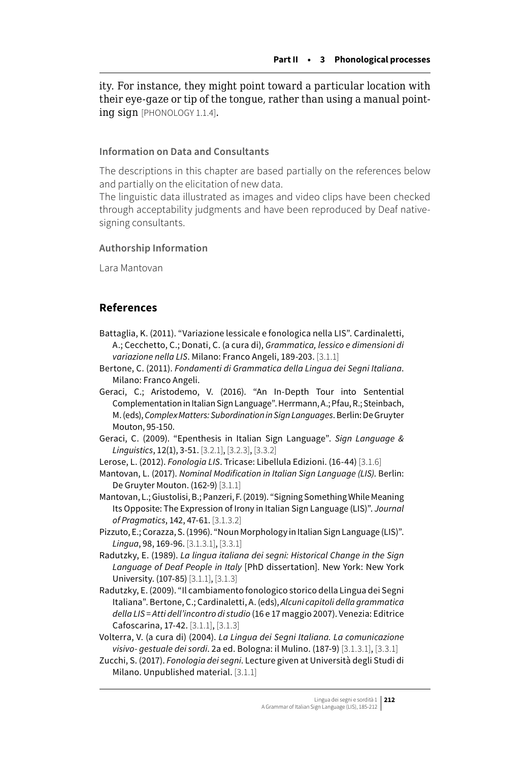ity. For instance, they might point toward a particular location with their eye-gaze or tip of the tongue, rather than using a manual pointing sign [PHONOLOGY 1.1.4].

### Information on Data and Consultants

The descriptions in this chapter are based partially on the references below and partially on the elicitation of new data.

The linguistic data illustrated as images and video clips have been checked through acceptability judgments and have been reproduced by Deaf native-signing consultants.

### Authorship Information

Lara Mantovan

## References

Battaglia, K. (2011). "Variazione lessicale e fonologica nella LIS". Cardinaletti, A.; Cecchetto, C.; Donati, C. (a cura di), *Grammatica, lessico e dimensioni di variazione nella LIS*. Milano: Franco Angeli, 189-203. [3.1.1]

Bertone, C. (2011). *Fondamenti di Grammatica della Lingua dei Segni Italiana*. Milano: Franco Angeli.

Geraci, C.; Aristodemo, V. (2016). "An In-Depth Tour into Sentential Complementation in Italian Sign Language". Herrmann, A.; Pfau, R.; Steinbach, M. (eds), *Complex Matters: Subordination in Sign Languages*. Berlin: De Gruyter Mouton, 95-150.

Geraci, C. (2009). "Epenthesis in Italian Sign Language". *Sign Language & Linguistics*, 12(1), 3-51. [3.2.1], [3.2.3], [3.3.2]

Lerose, L. (2012). *Fonologia LIS*. Tricase: Libellula Edizioni. (16-44) [3.1.6]

Mantovan, L. (2017). *Nominal Modification in Italian Sign Language (LIS)*. Berlin: De Gruyter Mouton. (162-9) [3.1.1]

Mantovan, L.; Giustolisi, B.; Panzeri, F. (2019). "Signing Something While Meaning Its Opposite: The Expression of Irony in Italian Sign Language (LIS)". *Journal of Pragmatics*, 142, 47-61. [3.1.3.2]

Pizzuto, E.; Corazza, S. (1996). "Noun Morphology in Italian Sign Language (LIS)". *Lingua*, 98, 169-96. [3.1.3.1], [3.3.1]

Radutzky, E. (1989). *La lingua italiana dei segni: Historical Change in the Sign Language of Deaf People in Italy* [PhD dissertation]. New York: New York University. (107-85) [3.1.1], [3.1.3]

Radutzky, E. (2009). "Il cambiamento fonologico storico della Lingua dei Segni Italiana". Bertone, C.; Cardinaletti, A. (eds), *Alcuni capitoli della grammatica della LIS = Atti dell'incontro di studio* (16 e 17 maggio 2007). Venezia: Editrice Cafoscarina, 17-42. [3.1.1], [3.1.3]

Volterra, V. (a cura di) (2004). *La Lingua dei Segni Italiana. La comunicazione visivo- gestuale dei sordi*. 2a ed. Bologna: il Mulino. (187-9) [3.1.3.1], [3.3.1]

Zucchi, S. (2017). *Fonologia dei segni*. Lecture given at Università degli Studi di Milano. Unpublished material. [3.1.1]